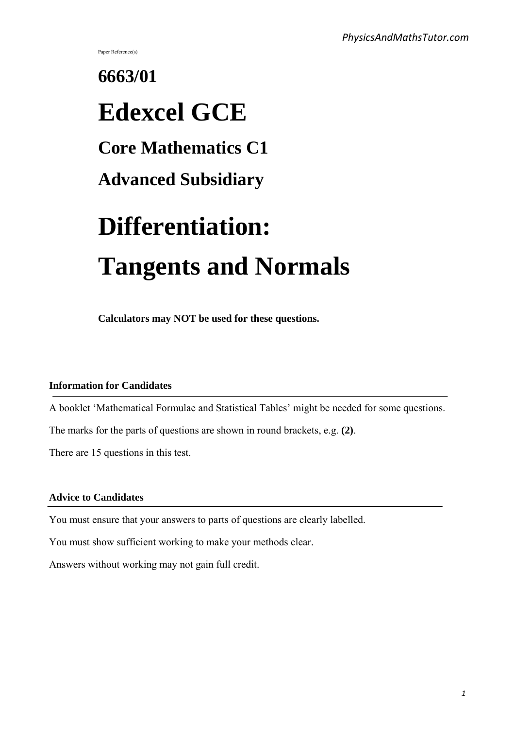Paper Reference(s)

# 6663/01

# Edexcel GCE

## Core Mathematics C1

## Advanced Subsidiary

# Differentiation:

# Tangents and Normals

**Calculators may NOT be used for these questions.**

**Information for Candidates**

A booklet 'Mathematical Formulae and Statistical Tables' might be needed for some questions.

The marks for the parts of questions are shown in round brackets, e.g. **(2)**.

There are 15 questions in this test.

**Advice to Candidates**

You must ensure that your answers to parts of questions are clearly labelled.

You must show sufficient working to make your methods clear.

Answers without working may not gain full credit.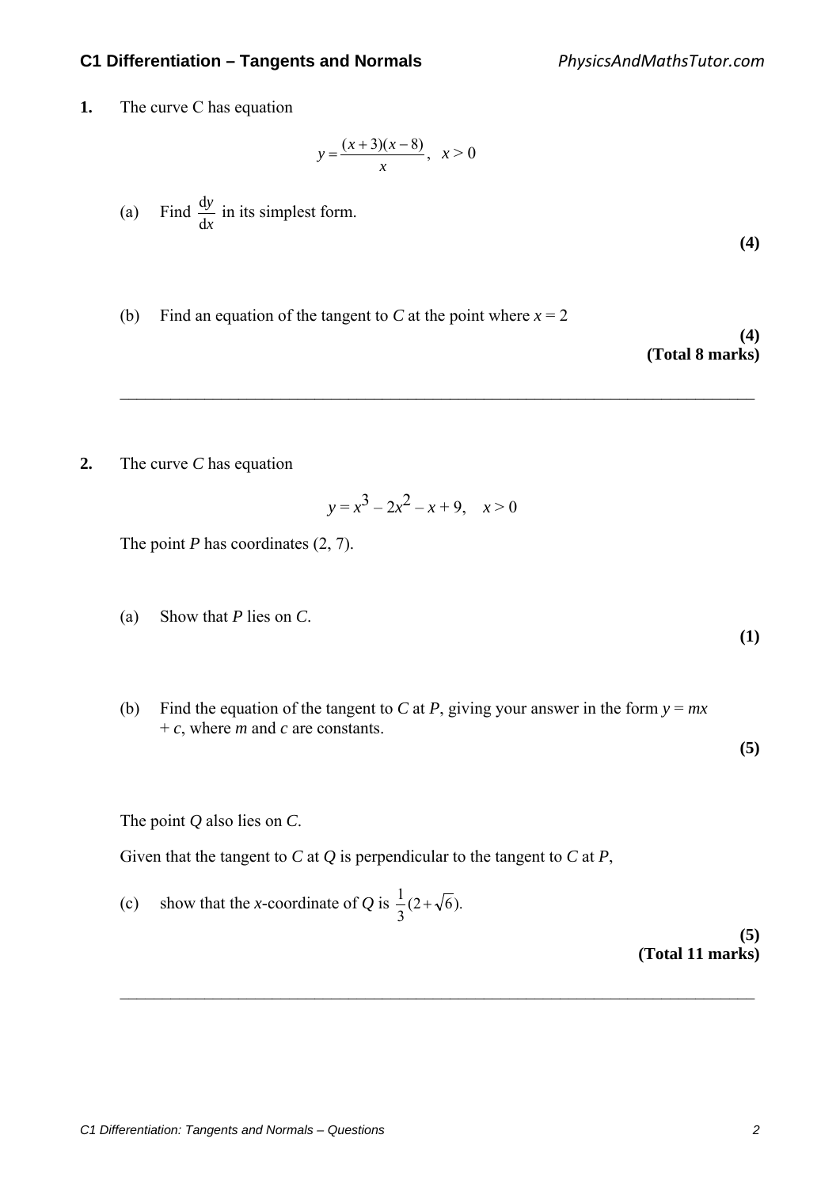**1.** The curve C has equation

$$y = \frac{(x+3)(x-8)}{x}, \quad x > 0$$

(a) Find $\frac{dy}{dx}$ in its simplest form.

**(4)**

(b) Find an equation of the tangent to *C* at the point where $x = 2$

**(4)**
**(Total 8 marks)**

---

**2.** The curve *C* has equation

$$y = x^3 - 2x^2 - x + 9, \quad x > 0$$

The point *P* has coordinates (2, 7).

(a) Show that *P* lies on *C*.

**(1)**

(b) Find the equation of the tangent to *C* at *P*, giving your answer in the form $y = mx + c$, where *m* and *c* are constants.

**(5)**

The point *Q* also lies on *C*.

Given that the tangent to *C* at *Q* is perpendicular to the tangent to *C* at *P*,

(c) show that the *x*-coordinate of *Q* is $\frac{1}{3}(2 + \sqrt{6})$.

**(5)**
**(Total 11 marks)**

---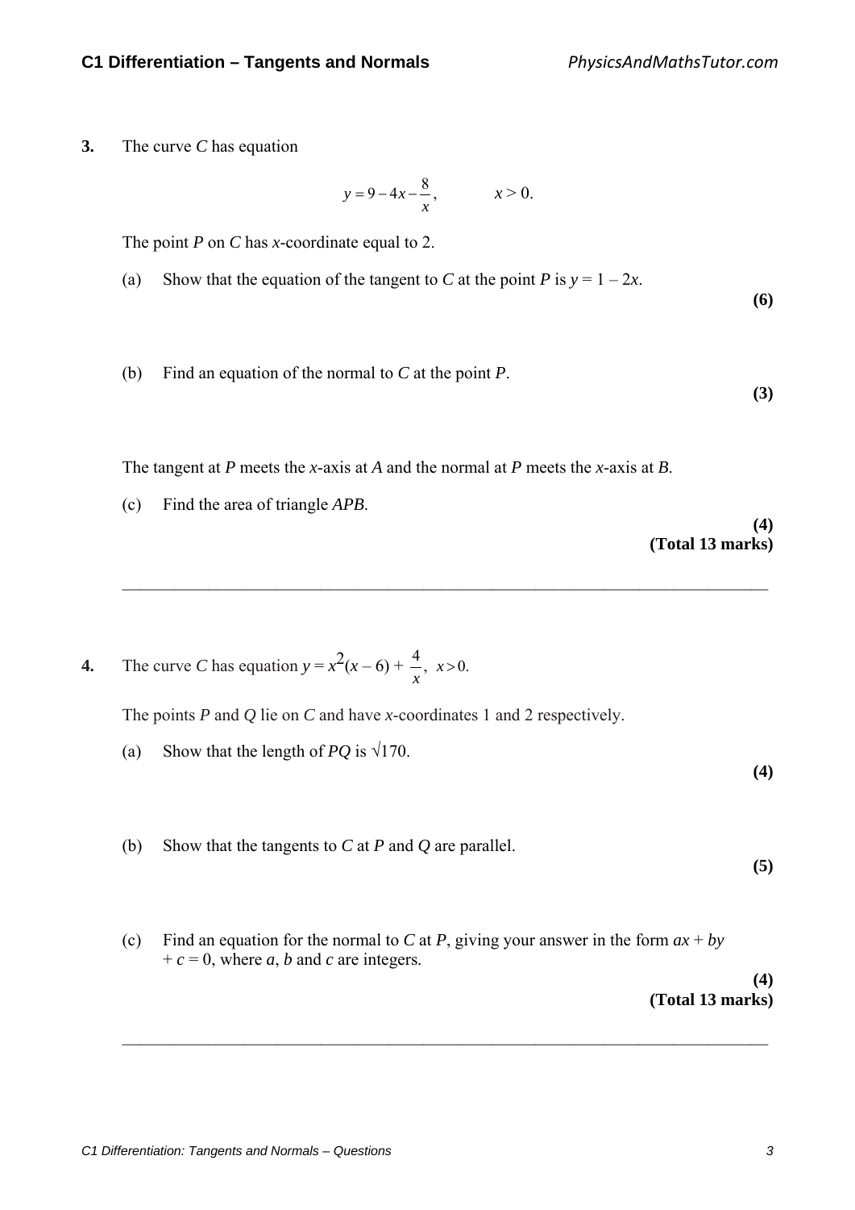**3.** The curve *C* has equation

$$y = 9 - 4x - \frac{8}{x}, \qquad x > 0.$$

The point *P* on *C* has *x*-coordinate equal to 2.

(a) Show that the equation of the tangent to *C* at the point *P* is $y = 1 - 2x$.
**(6)**

(b) Find an equation of the normal to *C* at the point *P*.
**(3)**

The tangent at *P* meets the *x*-axis at *A* and the normal at *P* meets the *x*-axis at *B*.

(c) Find the area of triangle *APB*.
**(4)**
**(Total 13 marks)**

---

**4.** The curve *C* has equation $y = x^2(x - 6) + \frac{4}{x}$, $x > 0$.

The points *P* and *Q* lie on *C* and have *x*-coordinates 1 and 2 respectively.

(a) Show that the length of *PQ* is $\sqrt{170}$.
**(4)**

(b) Show that the tangents to *C* at *P* and *Q* are parallel.
**(5)**

(c) Find an equation for the normal to *C* at *P*, giving your answer in the form $ax + by + c = 0$, where *a*, *b* and *c* are integers.
**(4)**
**(Total 13 marks)**

---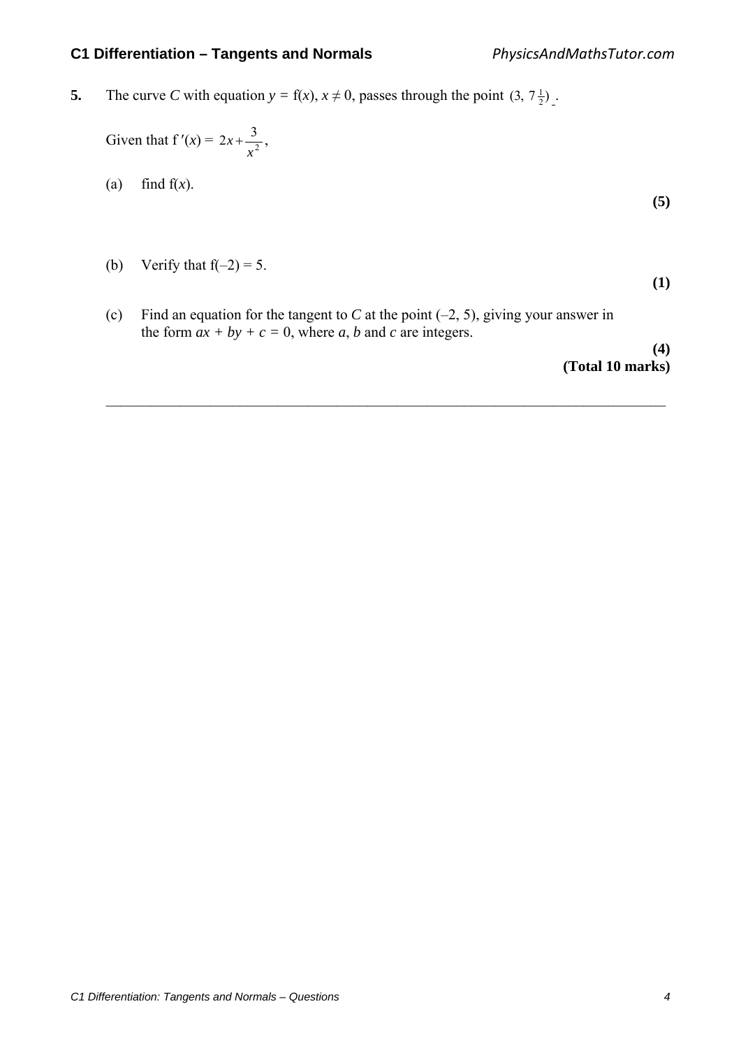**5.** The curve $C$ with equation $y = \mathrm{f}(x)$, $x \neq 0$, passes through the point $(3, 7\frac{1}{2})$.

Given that $\mathrm{f}'(x) = 2x + \dfrac{3}{x^2}$,

(a) find $\mathrm{f}(x)$.

**(5)**

(b) Verify that $\mathrm{f}(-2) = 5$.

**(1)**

(c) Find an equation for the tangent to $C$ at the point $(-2, 5)$, giving your answer in the form $ax + by + c = 0$, where $a$, $b$ and $c$ are integers.

**(4)**
**(Total 10 marks)**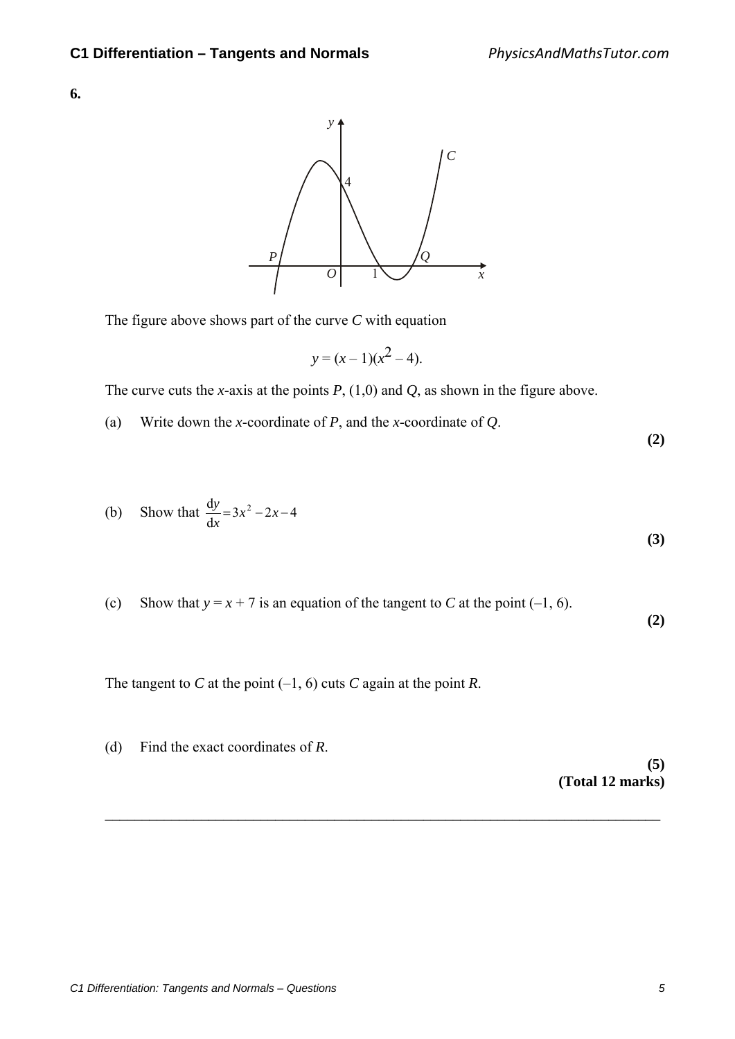**6.**

The figure above shows part of the curve $C$ with equation

$$y = (x - 1)(x^2 - 4).$$

The curve cuts the $x$-axis at the points $P$, $(1,0)$ and $Q$, as shown in the figure above.

(a) Write down the $x$-coordinate of $P$, and the $x$-coordinate of $Q$.

**(2)**

(b) Show that $\frac{dy}{dx} = 3x^2 - 2x - 4$

**(3)**

(c) Show that $y = x + 7$ is an equation of the tangent to $C$ at the point $(-1, 6)$.

**(2)**

The tangent to $C$ at the point $(-1, 6)$ cuts $C$ again at the point $R$.

(d) Find the exact coordinates of $R$.

**(5)**
**(Total 12 marks)**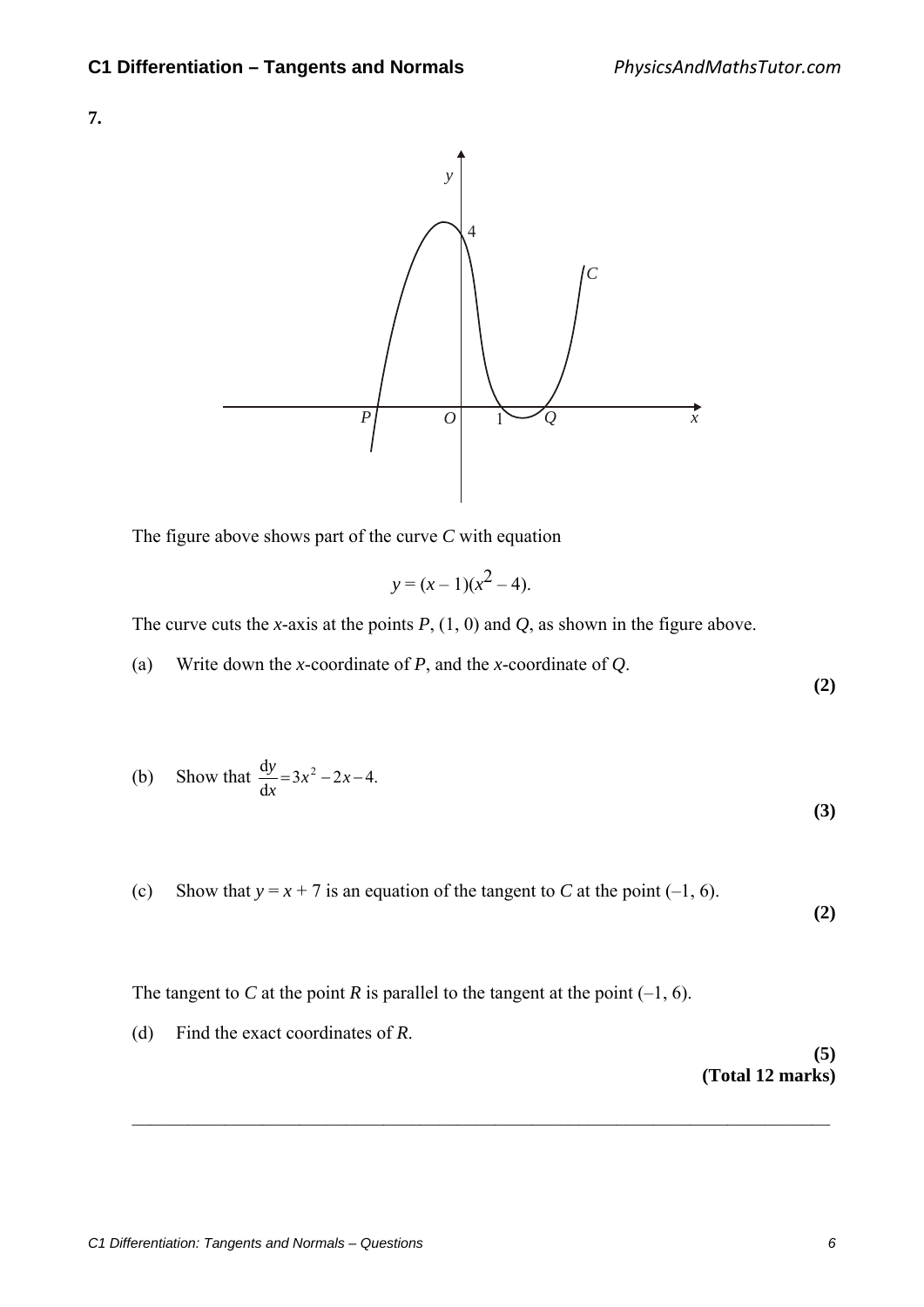**7.**

The figure above shows part of the curve $C$ with equation

$$y = (x - 1)(x^2 - 4).$$

The curve cuts the $x$-axis at the points $P$, $(1, 0)$ and $Q$, as shown in the figure above.

(a) Write down the $x$-coordinate of $P$, and the $x$-coordinate of $Q$.

**(2)**

(b) Show that $\frac{dy}{dx} = 3x^2 - 2x - 4$.

**(3)**

(c) Show that $y = x + 7$ is an equation of the tangent to $C$ at the point $(-1, 6)$.

**(2)**

The tangent to $C$ at the point $R$ is parallel to the tangent at the point $(-1, 6)$.

(d) Find the exact coordinates of $R$.

**(5)**
**(Total 12 marks)**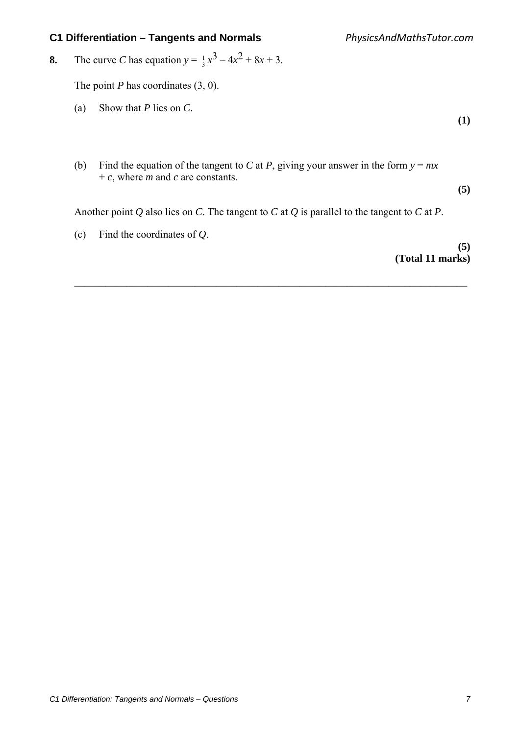**8.** The curve $C$ has equation $y = \frac{1}{3}x^3 - 4x^2 + 8x + 3$.

The point $P$ has coordinates $(3, 0)$.

(a) Show that $P$ lies on $C$.

**(1)**

(b) Find the equation of the tangent to $C$ at $P$, giving your answer in the form $y = mx + c$, where $m$ and $c$ are constants.

**(5)**

Another point $Q$ also lies on $C$. The tangent to $C$ at $Q$ is parallel to the tangent to $C$ at $P$.

(c) Find the coordinates of $Q$.

**(5)**

**(Total 11 marks)**

---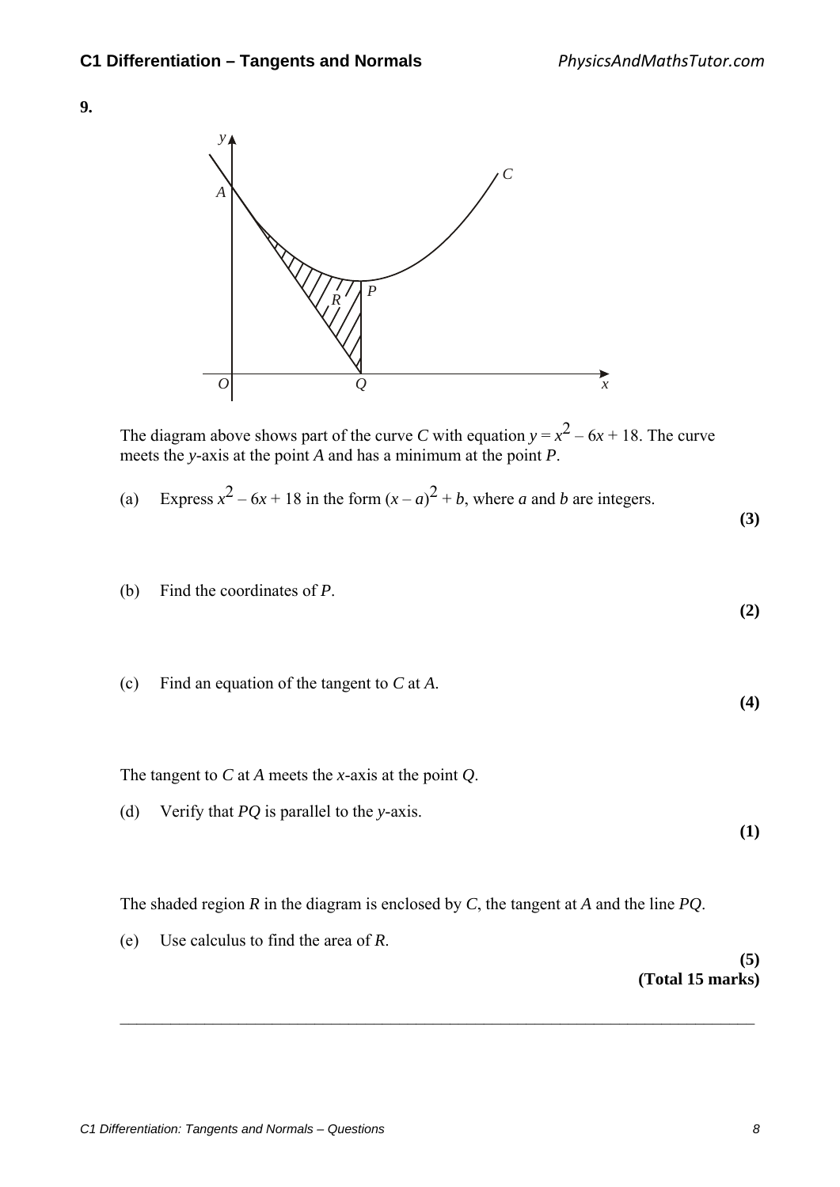**9.**

The diagram above shows part of the curve $C$ with equation $y = x^2 - 6x + 18$. The curve meets the $y$-axis at the point $A$ and has a minimum at the point $P$.

(a) Express $x^2 - 6x + 18$ in the form $(x - a)^2 + b$, where $a$ and $b$ are integers. **(3)**

(b) Find the coordinates of $P$. **(2)**

(c) Find an equation of the tangent to $C$ at $A$. **(4)**

The tangent to $C$ at $A$ meets the $x$-axis at the point $Q$.

(d) Verify that $PQ$ is parallel to the $y$-axis. **(1)**

The shaded region $R$ in the diagram is enclosed by $C$, the tangent at $A$ and the line $PQ$.

(e) Use calculus to find the area of $R$. **(5)**

**(Total 15 marks)**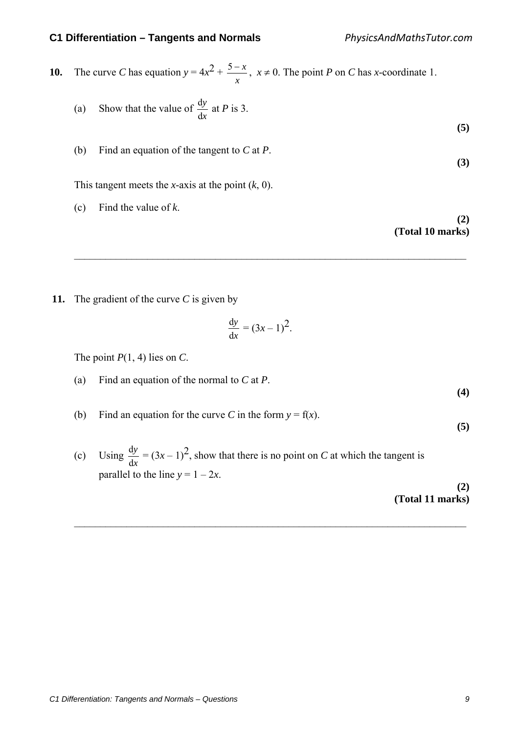**10.** The curve $C$ has equation $y = 4x^2 + \frac{5 - x}{x}$, $x \neq 0$. The point $P$ on $C$ has $x$-coordinate 1.

(a) Show that the value of $\frac{dy}{dx}$ at $P$ is 3.

**(5)**

(b) Find an equation of the tangent to $C$ at $P$.

**(3)**

This tangent meets the $x$-axis at the point $(k, 0)$.

(c) Find the value of $k$.

**(2)**

**(Total 10 marks)**

---

**11.** The gradient of the curve $C$ is given by

$$\frac{dy}{dx} = (3x - 1)^2.$$

The point $P(1, 4)$ lies on $C$.

(a) Find an equation of the normal to $C$ at $P$.

**(4)**

(b) Find an equation for the curve $C$ in the form $y = f(x)$.

**(5)**

(c) Using $\frac{dy}{dx} = (3x - 1)^2$, show that there is no point on $C$ at which the tangent is parallel to the line $y = 1 - 2x$.

**(2)**

**(Total 11 marks)**

---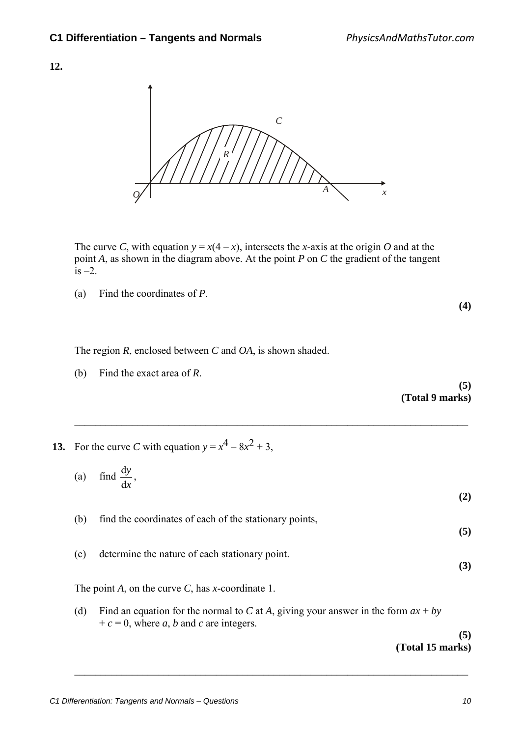**12.**

The curve $C$, with equation $y = x(4 - x)$, intersects the $x$-axis at the origin $O$ and at the point $A$, as shown in the diagram above. At the point $P$ on $C$ the gradient of the tangent is $-2$.

(a) Find the coordinates of $P$.

**(4)**

The region $R$, enclosed between $C$ and $OA$, is shown shaded.

(b) Find the exact area of $R$.

**(5)**
**(Total 9 marks)**

---

**13.** For the curve $C$ with equation $y = x^4 - 8x^2 + 3$,

(a) find $\dfrac{dy}{dx}$,

**(2)**

(b) find the coordinates of each of the stationary points,

**(5)**

(c) determine the nature of each stationary point.

**(3)**

The point $A$, on the curve $C$, has $x$-coordinate 1.

(d) Find an equation for the normal to $C$ at $A$, giving your answer in the form $ax + by + c = 0$, where $a$, $b$ and $c$ are integers.

**(5)**
**(Total 15 marks)**

---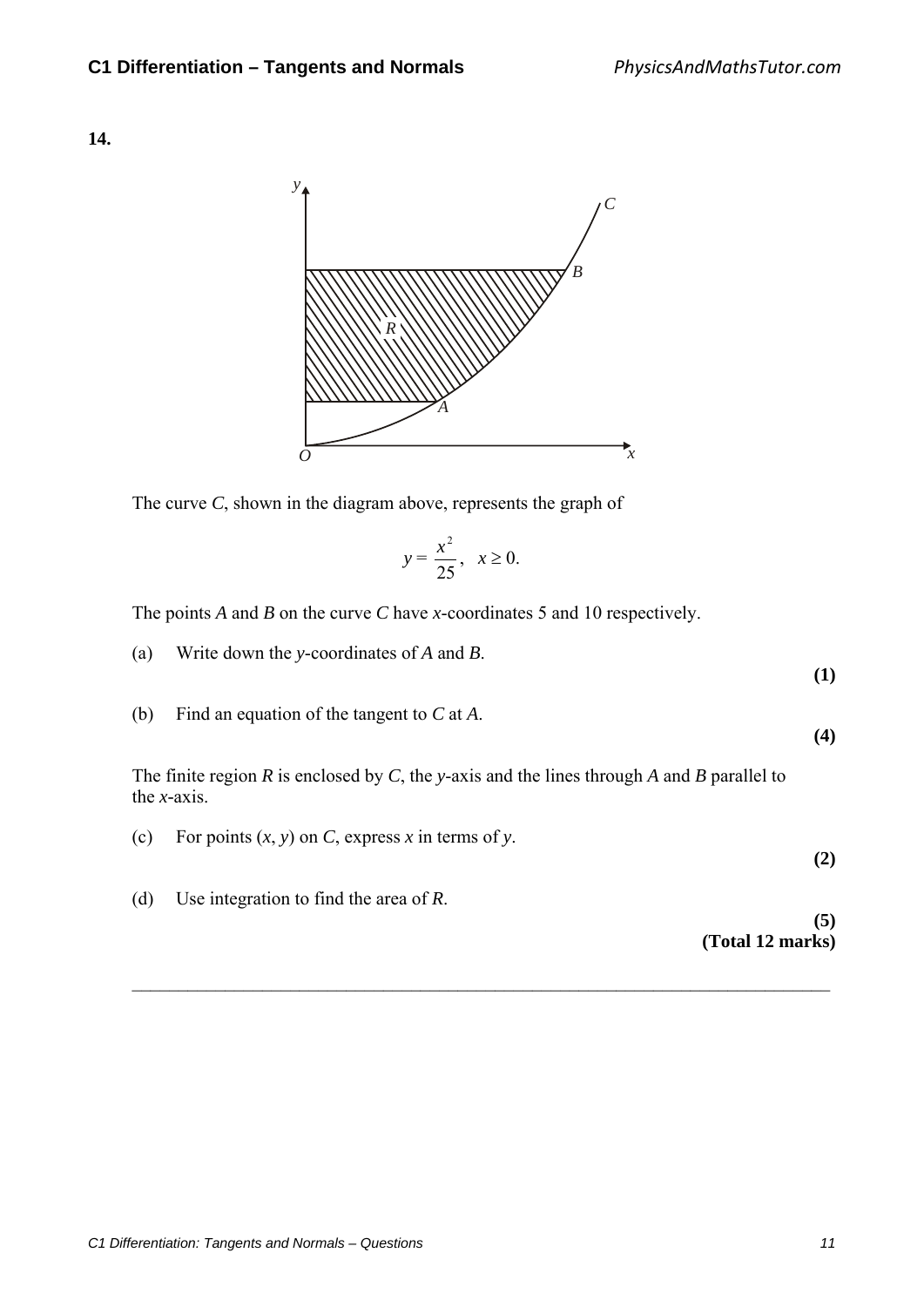**14.**

The curve $C$, shown in the diagram above, represents the graph of

$$y = \frac{x^2}{25}, \quad x \geq 0.$$

The points $A$ and $B$ on the curve $C$ have $x$-coordinates 5 and 10 respectively.

(a) Write down the $y$-coordinates of $A$ and $B$.
**(1)**

(b) Find an equation of the tangent to $C$ at $A$.
**(4)**

The finite region $R$ is enclosed by $C$, the $y$-axis and the lines through $A$ and $B$ parallel to the $x$-axis.

(c) For points $(x, y)$ on $C$, express $x$ in terms of $y$.
**(2)**

(d) Use integration to find the area of $R$.
**(5)**

**(Total 12 marks)**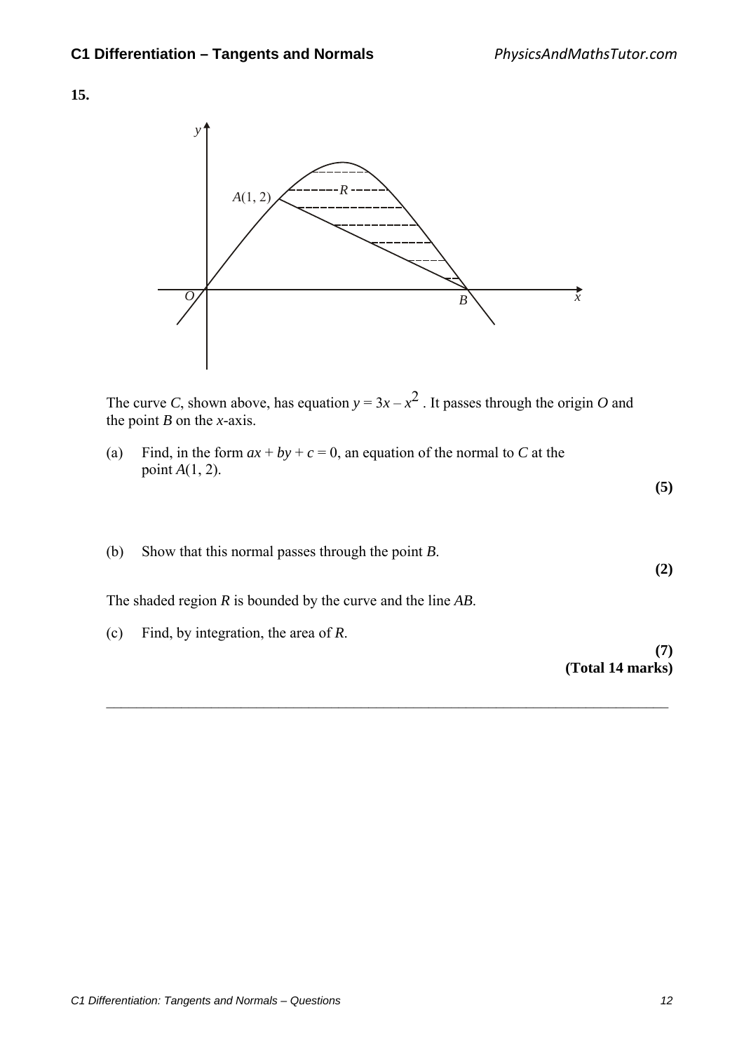**15.**

The curve $C$, shown above, has equation $y = 3x - x^2$ . It passes through the origin $O$ and the point $B$ on the $x$-axis.

(a) Find, in the form $ax + by + c = 0$, an equation of the normal to $C$ at the point $A(1, 2)$.

**(5)**

(b) Show that this normal passes through the point $B$.

**(2)**

The shaded region $R$ is bounded by the curve and the line $AB$.

(c) Find, by integration, the area of $R$.

**(7)**

**(Total 14 marks)**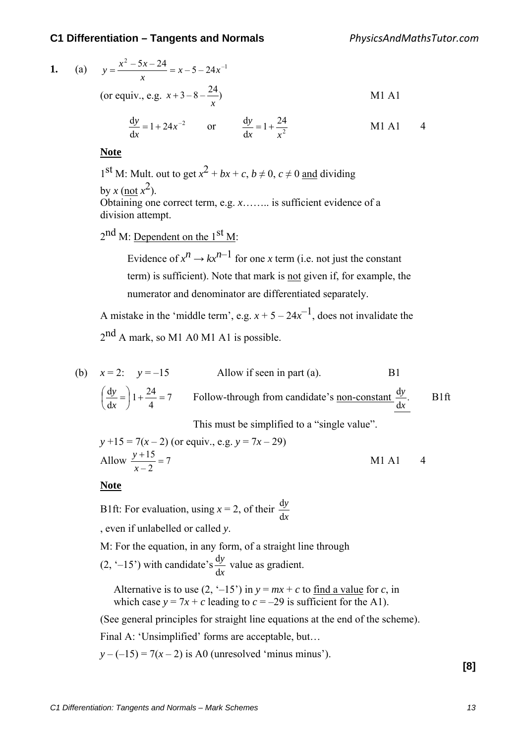**1.** (a) $y = \dfrac{x^2 - 5x - 24}{x} = x - 5 - 24x^{-1}$

(or equiv., e.g. $x + 3 - 8 - \dfrac{24}{x}$) M1 A1

$\dfrac{dy}{dx} = 1 + 24x^{-2}$ or $\dfrac{dy}{dx} = 1 + \dfrac{24}{x^2}$ M1 A1 4

**Note**

1st M: Mult. out to get $x^2 + bx + c$, $b \neq 0$, $c \neq 0$ and dividing by $x$ (not $x^2$).
Obtaining one correct term, e.g. $x$…….. is sufficient evidence of a division attempt.

2nd M: Dependent on the 1st M:

Evidence of $x^n \to kx^{n-1}$ for one $x$ term (i.e. not just the constant term) is sufficient). Note that mark is not given if, for example, the numerator and denominator are differentiated separately.

A mistake in the 'middle term', e.g. $x + 5 - 24x^{-1}$, does not invalidate the 2nd A mark, so M1 A0 M1 A1 is possible.

(b) $x = 2$: $y = -15$ Allow if seen in part (a). B1

$\left(\dfrac{dy}{dx} =\right) 1 + \dfrac{24}{4} = 7$ Follow-through from candidate's non-constant $\dfrac{dy}{dx}$. B1ft

This must be simplified to a "single value".

$y + 15 = 7(x - 2)$ (or equiv., e.g. $y = 7x - 29$)

Allow $\dfrac{y+15}{x-2} = 7$ M1 A1 4

**Note**

B1ft: For evaluation, using $x = 2$, of their $\dfrac{dy}{dx}$, even if unlabelled or called $y$.

M: For the equation, in any form, of a straight line through (2, '–15') with candidate's $\dfrac{dy}{dx}$ value as gradient.

Alternative is to use (2, '–15') in $y = mx + c$ to find a value for $c$, in which case $y = 7x + c$ leading to $c = -29$ is sufficient for the A1).

(See general principles for straight line equations at the end of the scheme).

Final A: 'Unsimplified' forms are acceptable, but…

$y - (-15) = 7(x - 2)$ is A0 (unresolved 'minus minus').

**[8]**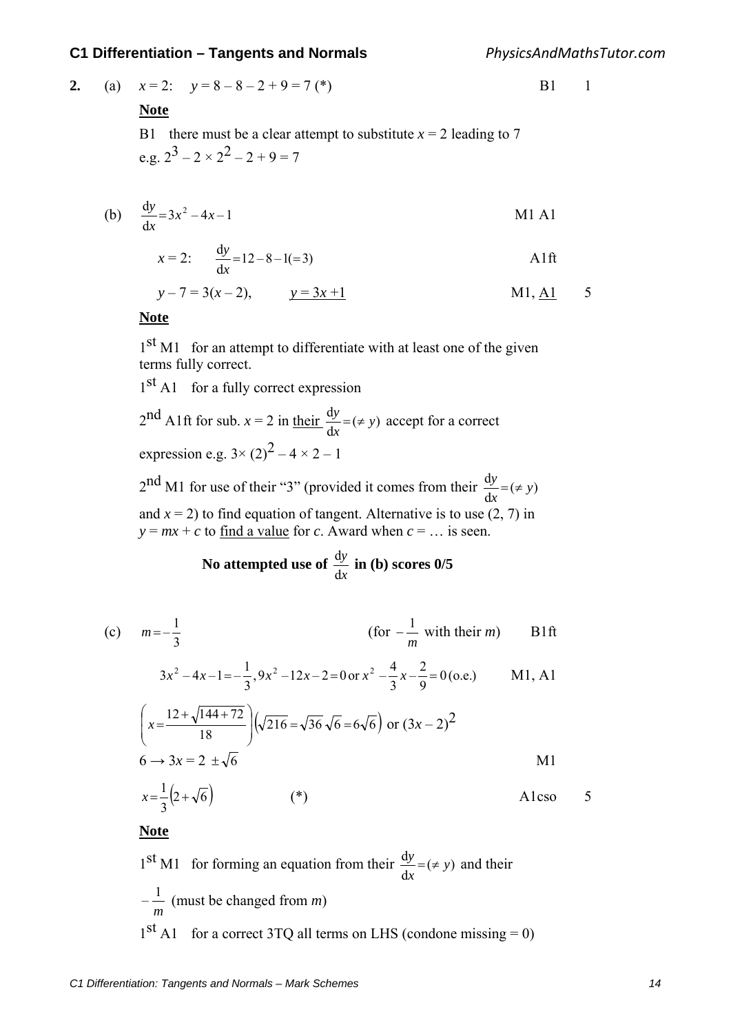**2.** (a) $x = 2$: $y = 8 - 8 - 2 + 9 = 7$ (\*) B1 1

**Note**

B1 there must be a clear attempt to substitute $x = 2$ leading to 7
e.g. $2^3 - 2 \times 2^2 - 2 + 9 = 7$

(b) $\frac{dy}{dx} = 3x^2 - 4x - 1$ M1 A1

$x = 2$: $\frac{dy}{dx} = 12 - 8 - 1 (= 3)$ A1ft

$y - 7 = 3(x - 2)$, $\underline{y = 3x + 1}$ M1, A1 5

**Note**

1st M1 for an attempt to differentiate with at least one of the given terms fully correct.

1st A1 for a fully correct expression

2nd A1ft for sub. $x = 2$ in their $\frac{dy}{dx} = (\neq y)$ accept for a correct expression e.g. $3 \times (2)^2 - 4 \times 2 - 1$

2nd M1 for use of their "3" (provided it comes from their $\frac{dy}{dx} = (\neq y)$ and $x = 2$) to find equation of tangent. Alternative is to use (2, 7) in $y = mx + c$ to find a value for $c$. Award when $c = \ldots$ is seen.

**No attempted use of $\frac{dy}{dx}$ in (b) scores 0/5**

(c) $m = -\frac{1}{3}$ (for $-\frac{1}{m}$ with their $m$) B1ft

$3x^2 - 4x - 1 = -\frac{1}{3}, 9x^2 - 12x - 2 = 0$ or $x^2 - \frac{4}{3}x - \frac{2}{9} = 0$ (o.e.) M1, A1

$\left(x = \frac{12 + \sqrt{144 + 72}}{18}\right)\left(\sqrt{216} = \sqrt{36}\sqrt{6} = 6\sqrt{6}\right)$ or $(3x - 2)^2$

$6 \rightarrow 3x = 2 \pm \sqrt{6}$ M1

$x = \frac{1}{3}\left(2 + \sqrt{6}\right)$ (\*) A1cso 5

**Note**

1st M1 for forming an equation from their $\frac{dy}{dx} = (\neq y)$ and their $-\frac{1}{m}$ (must be changed from $m$)

1st A1 for a correct 3TQ all terms on LHS (condone missing = 0)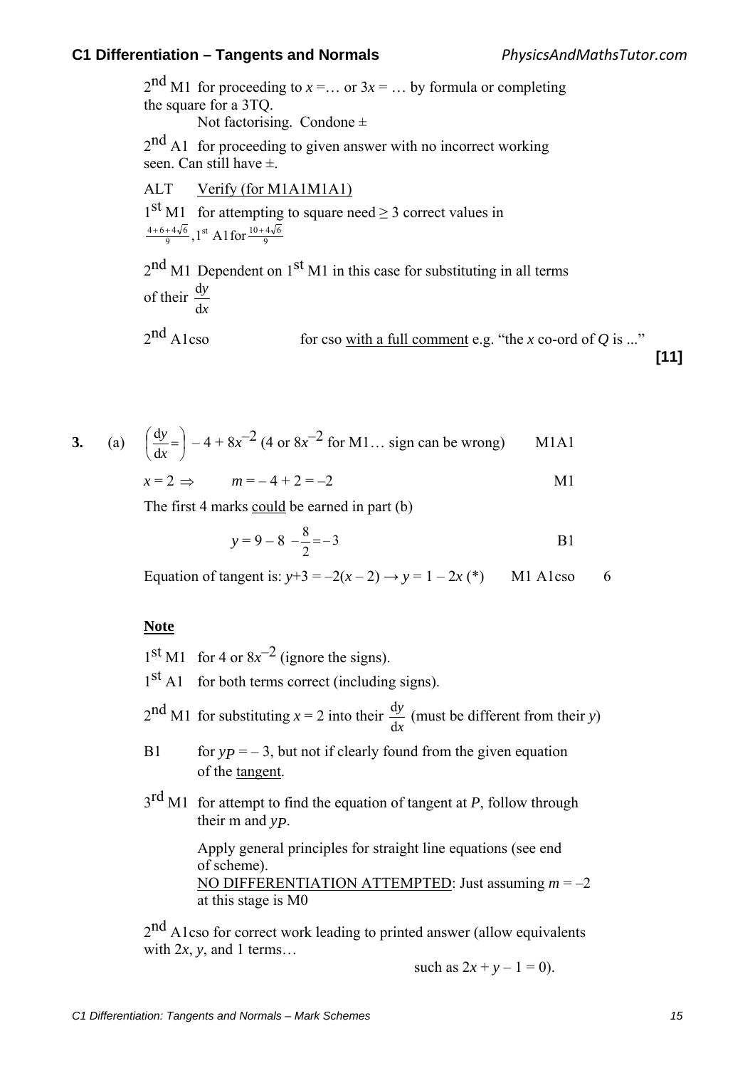$2^{nd}$ M1 for proceeding to $x =$… or $3x =$ … by formula or completing the square for a 3TQ.
Not factorising. Condone ±

$2^{nd}$ A1 for proceeding to given answer with no incorrect working seen. Can still have ±.

ALT Verify (for M1A1M1A1)

$1^{st}$ M1 for attempting to square need ≥ 3 correct values in $\frac{4+6+4\sqrt{6}}{9}$, $1^{st}$ A1 for $\frac{10+4\sqrt{6}}{9}$

$2^{nd}$ M1 Dependent on $1^{st}$ M1 in this case for substituting in all terms of their $\frac{dy}{dx}$

$2^{nd}$ A1cso for cso with a full comment e.g. "the $x$ co-ord of $Q$ is ..."

**[11]**

**3.** (a) $\left(\frac{dy}{dx}=\right) -4 + 8x^{-2}$ (4 or $8x^{-2}$ for M1… sign can be wrong) M1A1

$x = 2 \Rightarrow \quad m = -4 + 2 = -2$ M1

The first 4 marks could be earned in part (b)

$$y = 9 - 8 - \frac{8}{2} = -3$$ B1

Equation of tangent is: $y+3 = -2(x - 2) \rightarrow y = 1 - 2x$ (*) M1 A1cso 6

**Note**

$1^{st}$ M1 for 4 or $8x^{-2}$ (ignore the signs).

$1^{st}$ A1 for both terms correct (including signs).

$2^{nd}$ M1 for substituting $x = 2$ into their $\frac{dy}{dx}$ (must be different from their $y$)

B1 for $y_P = -3$, but not if clearly found from the given equation of the tangent.

$3^{rd}$ M1 for attempt to find the equation of tangent at $P$, follow through their m and $y_P$.

Apply general principles for straight line equations (see end of scheme).
NO DIFFERENTIATION ATTEMPTED: Just assuming $m = -2$ at this stage is M0

$2^{nd}$ A1cso for correct work leading to printed answer (allow equivalents with $2x$, $y$, and 1 terms… such as $2x + y - 1 = 0$).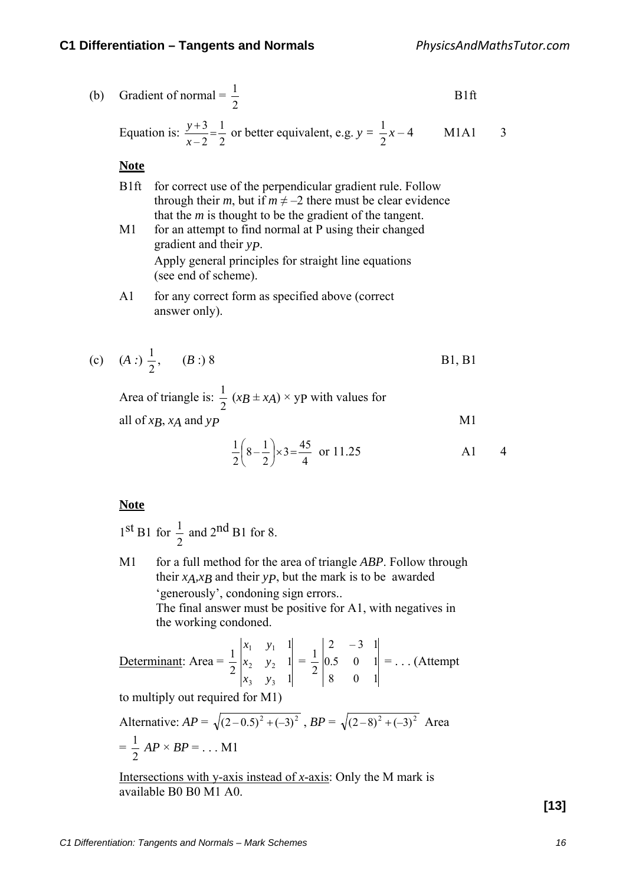(b) Gradient of normal = $\frac{1}{2}$ B1ft

Equation is: $\frac{y+3}{x-2} = \frac{1}{2}$ or better equivalent, e.g. $y = \frac{1}{2}x - 4$ M1A1 3

**Note**

B1ft for correct use of the perpendicular gradient rule. Follow through their $m$, but if $m \neq -2$ there must be clear evidence that the $m$ is thought to be the gradient of the tangent.

M1 for an attempt to find normal at P using their changed gradient and their $y_P$.
Apply general principles for straight line equations (see end of scheme).

A1 for any correct form as specified above (correct answer only).

(c) $(A:)\ \frac{1}{2}$, $(B:)\ 8$ B1, B1

Area of triangle is: $\frac{1}{2}\ (x_B \pm x_A) \times y_P$ with values for all of $x_B$, $x_A$ and $y_P$ M1

$$\frac{1}{2}\left(8 - \frac{1}{2}\right) \times 3 = \frac{45}{4} \text{ or } 11.25$$ A1 4

**Note**

1st B1 for $\frac{1}{2}$ and 2nd B1 for 8.

M1 for a full method for the area of triangle $ABP$. Follow through their $x_A$,$x_B$ and their $y_P$, but the mark is to be awarded 'generously', condoning sign errors..
The final answer must be positive for A1, with negatives in the working condoned.

Determinant: Area = $\frac{1}{2}\begin{vmatrix} x_1 & y_1 & 1 \\ x_2 & y_2 & 1 \\ x_3 & y_3 & 1 \end{vmatrix} = \frac{1}{2}\begin{vmatrix} 2 & -3 & 1 \\ 0.5 & 0 & 1 \\ 8 & 0 & 1 \end{vmatrix} = \ldots$ (Attempt to multiply out required for M1)

Alternative: $AP = \sqrt{(2-0.5)^2 + (-3)^2}$ , $BP = \sqrt{(2-8)^2 + (-3)^2}$ Area $= \frac{1}{2}\ AP \times BP = \ldots$ M1

Intersections with y-axis instead of $x$-axis: Only the M mark is available B0 B0 M1 A0.

**[13]**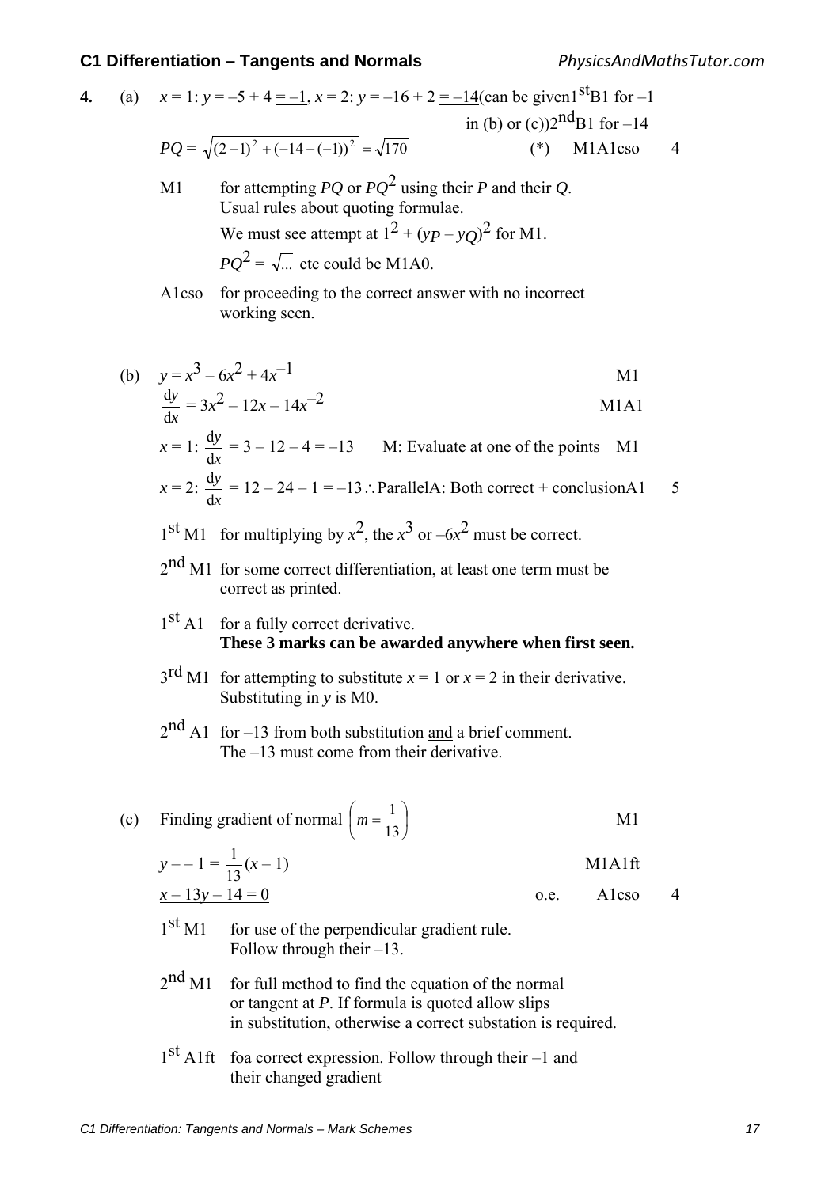**4.** (a) $x = 1$: $y = -5 + 4 = \underline{-1}$, $x = 2$: $y = -16 + 2 = \underline{-14}$ (can be given 1st B1 for $-1$ in (b) or (c)) 2nd B1 for $-14$

$PQ = \sqrt{(2-1)^2 + (-14-(-1))^2} = \sqrt{170}$ (*) M1A1cso **4**

M1 for attempting $PQ$ or $PQ^2$ using their $P$ and their $Q$. Usual rules about quoting formulae. We must see attempt at $1^2 + (y_P - y_Q)^2$ for M1. $PQ^2 = \sqrt{\ldots}$ etc could be M1A0.

A1cso for proceeding to the correct answer with no incorrect working seen.

(b) $y = x^3 - 6x^2 + 4x^{-1}$ M1

$\frac{dy}{dx} = 3x^2 - 12x - 14x^{-2}$ M1A1

$x = 1$: $\frac{dy}{dx} = 3 - 12 - 4 = -13$ M: Evaluate at one of the points M1

$x = 2$: $\frac{dy}{dx} = 12 - 24 - 1 = -13$ $\therefore$ Parallel A: Both correct + conclusion A1 **5**

1st M1 for multiplying by $x^2$, the $x^3$ or $-6x^2$ must be correct.

2nd M1 for some correct differentiation, at least one term must be correct as printed.

1st A1 for a fully correct derivative. **These 3 marks can be awarded anywhere when first seen.**

3rd M1 for attempting to substitute $x = 1$ or $x = 2$ in their derivative. Substituting in $y$ is M0.

2nd A1 for $-13$ from both substitution <u>and</u> a brief comment. The $-13$ must come from their derivative.

(c) Finding gradient of normal $\left(m = \frac{1}{13}\right)$ M1

$y - -1 = \frac{1}{13}(x - 1)$ M1A1ft

$\underline{x - 13y - 14 = 0}$ o.e. A1cso **4**

1st M1 for use of the perpendicular gradient rule. Follow through their $-13$.

2nd M1 for full method to find the equation of the normal or tangent at $P$. If formula is quoted allow slips in substitution, otherwise a correct substation is required.

1st A1ft foa correct expression. Follow through their $-1$ and their changed gradient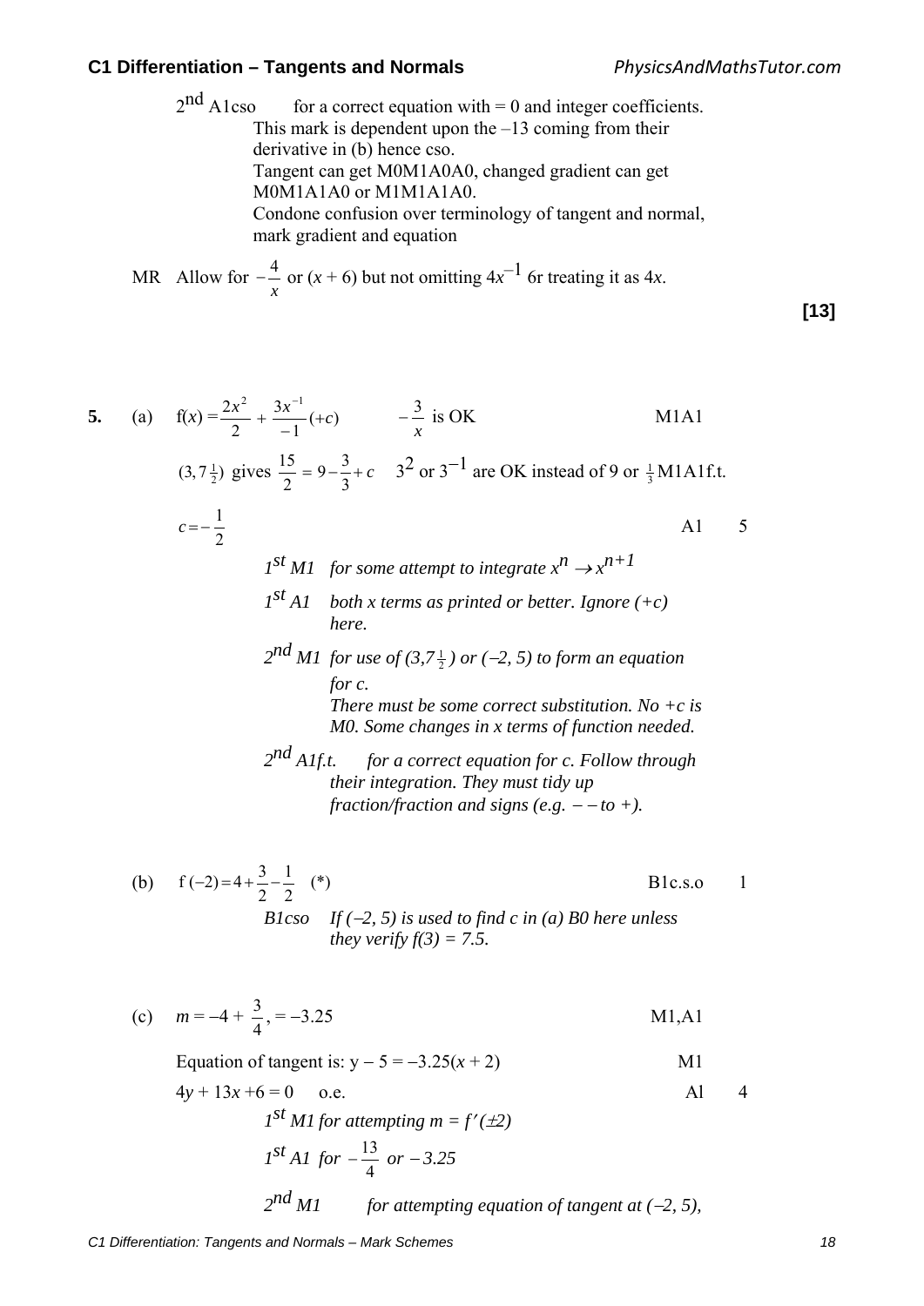$2^{nd}$ A1cso for a correct equation with = 0 and integer coefficients. This mark is dependent upon the –13 coming from their derivative in (b) hence cso.
Tangent can get M0M1A0A0, changed gradient can get M0M1A1A0 or M1M1A1A0.
Condone confusion over terminology of tangent and normal, mark gradient and equation

MR Allow for $-\frac{4}{x}$ or $(x + 6)$ but not omitting $4x^{-1}$ 6r treating it as $4x$.

**[13]**

**5.** (a) $f(x) = \frac{2x^2}{2} + \frac{3x^{-1}}{-1}(+c)$ $\quad -\frac{3}{x}$ is OK M1A1

$(3, 7\frac{1}{2})$ gives $\frac{15}{2} = 9 - \frac{3}{3} + c$ $\quad 3^2$ or $3^{-1}$ are OK instead of 9 or $\frac{1}{3}$ M1A1f.t.

$c = -\frac{1}{2}$ A1 **5**

*$1^{st}$ M1 for some attempt to integrate $x^n \to x^{n+1}$*

*$1^{st}$ A1 both x terms as printed or better. Ignore (+c) here.*

*$2^{nd}$ M1 for use of $(3, 7\frac{1}{2})$ or (–2, 5) to form an equation for c.
There must be some correct substitution. No +c is M0. Some changes in x terms of function needed.*

*$2^{nd}$ A1f.t. for a correct equation for c. Follow through their integration. They must tidy up fraction/fraction and signs (e.g. $- -$ to +).*

(b) $f(-2) = 4 + \frac{3}{2} - \frac{1}{2}$ (*) B1c.s.o **1**

*B1cso If (–2, 5) is used to find c in (a) B0 here unless they verify f(3) = 7.5.*

(c) $m = -4 + \frac{3}{4}, = -3.25$ M1,A1

Equation of tangent is: $y - 5 = -3.25(x + 2)$ M1

$4y + 13x + 6 = 0$ o.e. Al **4**

*$1^{st}$ M1 for attempting $m = f'(\pm 2)$*

*$1^{st}$ A1 for $-\frac{13}{4}$ or $-3.25$*

*$2^{nd}$ M1 for attempting equation of tangent at (–2, 5),*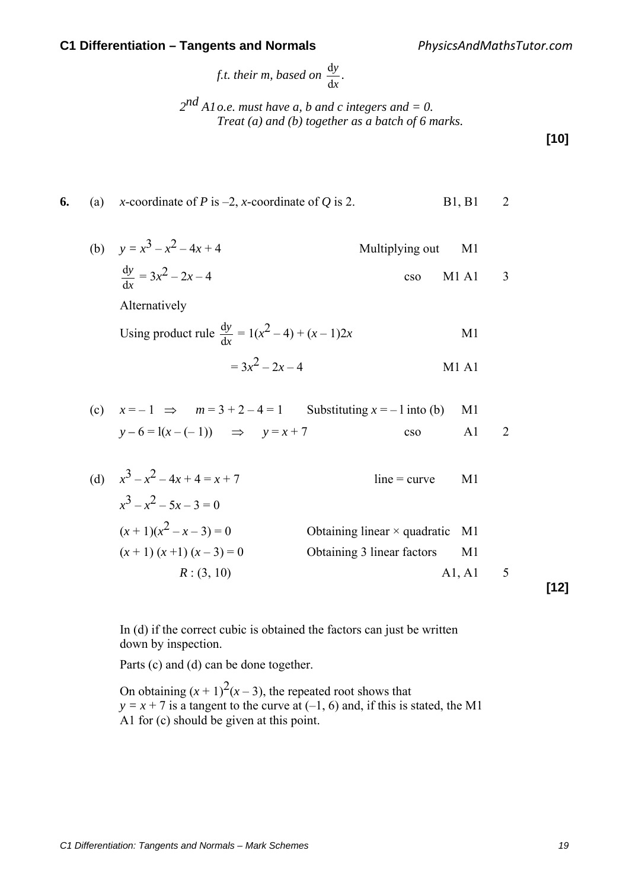*f.t. their m, based on* $\frac{dy}{dx}$.

*2nd A1 o.e. must have a, b and c integers and = 0.*
*Treat (a) and (b) together as a batch of 6 marks.*

**[10]**

**6.** (a) $x$-coordinate of $P$ is $-2$, $x$-coordinate of $Q$ is 2. B1, B1 2

(b) $y = x^3 - x^2 - 4x + 4$ Multiplying out M1

$\frac{dy}{dx} = 3x^2 - 2x - 4$ cso M1 A1 3

Alternatively

Using product rule $\frac{dy}{dx} = 1(x^2 - 4) + (x - 1)2x$ M1

$= 3x^2 - 2x - 4$ M1 A1

(c) $x = -1 \quad \Rightarrow \quad m = 3 + 2 - 4 = 1$ Substituting $x = -1$ into (b) M1

$y - 6 = 1(x - (-1)) \quad \Rightarrow \quad y = x + 7$ cso A1 2

(d) $x^3 - x^2 - 4x + 4 = x + 7$ line = curve M1

$x^3 - x^2 - 5x - 3 = 0$

$(x + 1)(x^2 - x - 3) = 0$ Obtaining linear × quadratic M1

$(x + 1)(x + 1)(x - 3) = 0$ Obtaining 3 linear factors M1

$R : (3, 10)$ A1, A1 5

**[12]**

In (d) if the correct cubic is obtained the factors can just be written down by inspection.

Parts (c) and (d) can be done together.

On obtaining $(x + 1)^2(x - 3)$, the repeated root shows that $y = x + 7$ is a tangent to the curve at $(-1, 6)$ and, if this is stated, the M1 A1 for (c) should be given at this point.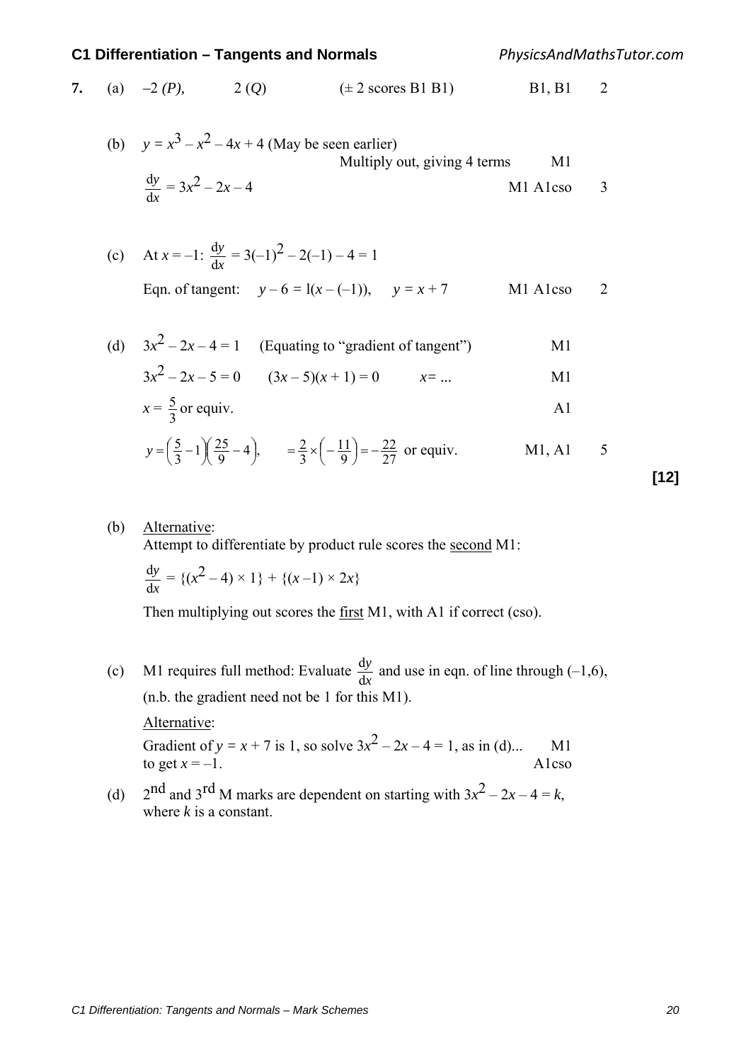**7.** (a) $-2$ *(P)*, $\quad 2$ (*Q*) $\quad$ ($\pm 2$ scores B1 B1) $\quad$ B1, B1 $\quad$ 2

(b) $y = x^3 - x^2 - 4x + 4$ (May be seen earlier)

Multiply out, giving 4 terms $\quad$ M1

$\frac{dy}{dx} = 3x^2 - 2x - 4$ $\quad$ M1 A1cso $\quad$ 3

(c) At $x = -1$: $\frac{dy}{dx} = 3(-1)^2 - 2(-1) - 4 = 1$

Eqn. of tangent: $\quad y - 6 = 1(x - (-1))$, $\quad y = x + 7$ $\quad$ M1 A1cso $\quad$ 2

(d) $3x^2 - 2x - 4 = 1$ $\quad$ (Equating to "gradient of tangent") $\quad$ M1

$3x^2 - 2x - 5 = 0$ $\quad (3x - 5)(x + 1) = 0$ $\quad x = ...$ $\quad$ M1

$x = \frac{5}{3}$ or equiv. $\quad$ A1

$y = \left(\frac{5}{3} - 1\right)\left(\frac{25}{9} - 4\right)$, $\quad = \frac{2}{3} \times \left(-\frac{11}{9}\right) = -\frac{22}{27}$ or equiv. $\quad$ M1, A1 $\quad$ 5

**[12]**

(b) Alternative:

Attempt to differentiate by product rule scores the second M1:

$\frac{dy}{dx} = \{(x^2 - 4) \times 1\} + \{(x - 1) \times 2x\}$

Then multiplying out scores the first M1, with A1 if correct (cso).

(c) M1 requires full method: Evaluate $\frac{dy}{dx}$ and use in eqn. of line through $(-1,6)$, (n.b. the gradient need not be 1 for this M1).

Alternative:

Gradient of $y = x + 7$ is 1, so solve $3x^2 - 2x - 4 = 1$, as in (d)... $\quad$ M1

to get $x = -1$. $\quad$ A1cso

(d) 2nd and 3rd M marks are dependent on starting with $3x^2 - 2x - 4 = k$, where $k$ is a constant.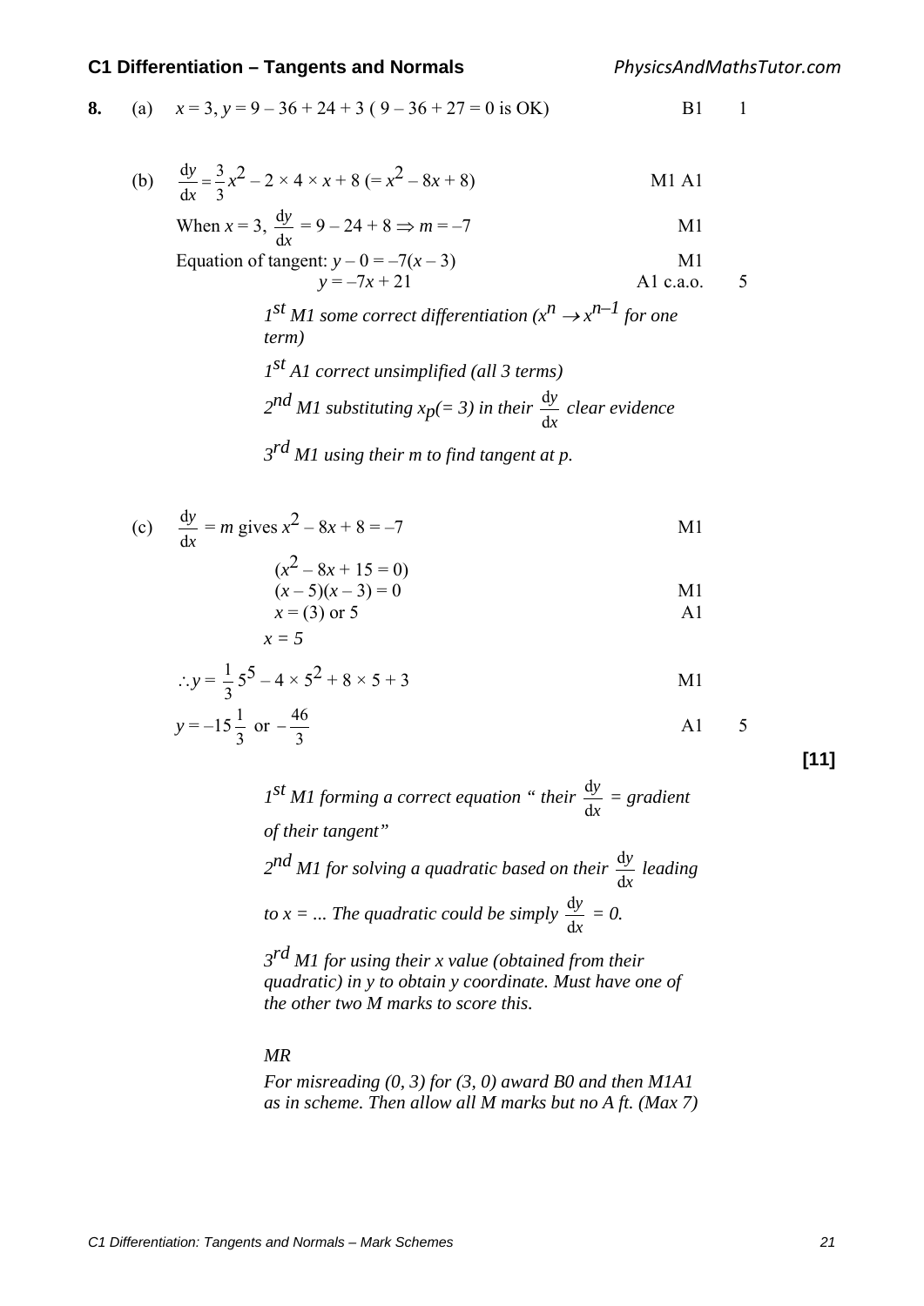**8.** (a) $x = 3$, $y = 9 - 36 + 24 + 3$ ( $9 - 36 + 27 = 0$ is OK) B1 1

(b) $\frac{dy}{dx} = \frac{3}{3}x^2 - 2 \times 4 \times x + 8$ $(= x^2 - 8x + 8)$ M1 A1

When $x = 3$, $\frac{dy}{dx} = 9 - 24 + 8 \Rightarrow m = -7$ M1

Equation of tangent: $y - 0 = -7(x - 3)$ M1

$y = -7x + 21$ A1 c.a.o. 5

*1st M1 some correct differentiation ($x^n \to x^{n-1}$ for one term)*

*1st A1 correct unsimplified (all 3 terms)*

*2nd M1 substituting $x_p$(= 3) in their $\frac{dy}{dx}$ clear evidence*

*3rd M1 using their m to find tangent at p.*

(c) $\frac{dy}{dx} = m$ gives $x^2 - 8x + 8 = -7$ M1

$(x^2 - 8x + 15 = 0)$

$(x - 5)(x - 3) = 0$ M1

$x = (3)$ or $5$ A1

$x = 5$

$\therefore y = \frac{1}{3}5^5 - 4 \times 5^2 + 8 \times 5 + 3$ M1

$y = -15\frac{1}{3}$ or $-\frac{46}{3}$ A1 5

**[11]**

*1st M1 forming a correct equation " their $\frac{dy}{dx}$ = gradient of their tangent"*

*2nd M1 for solving a quadratic based on their $\frac{dy}{dx}$ leading to x = ... The quadratic could be simply $\frac{dy}{dx}$ = 0.*

*3rd M1 for using their x value (obtained from their quadratic) in y to obtain y coordinate. Must have one of the other two M marks to score this.*

*MR*

*For misreading (0, 3) for (3, 0) award B0 and then M1A1 as in scheme. Then allow all M marks but no A ft. (Max 7)*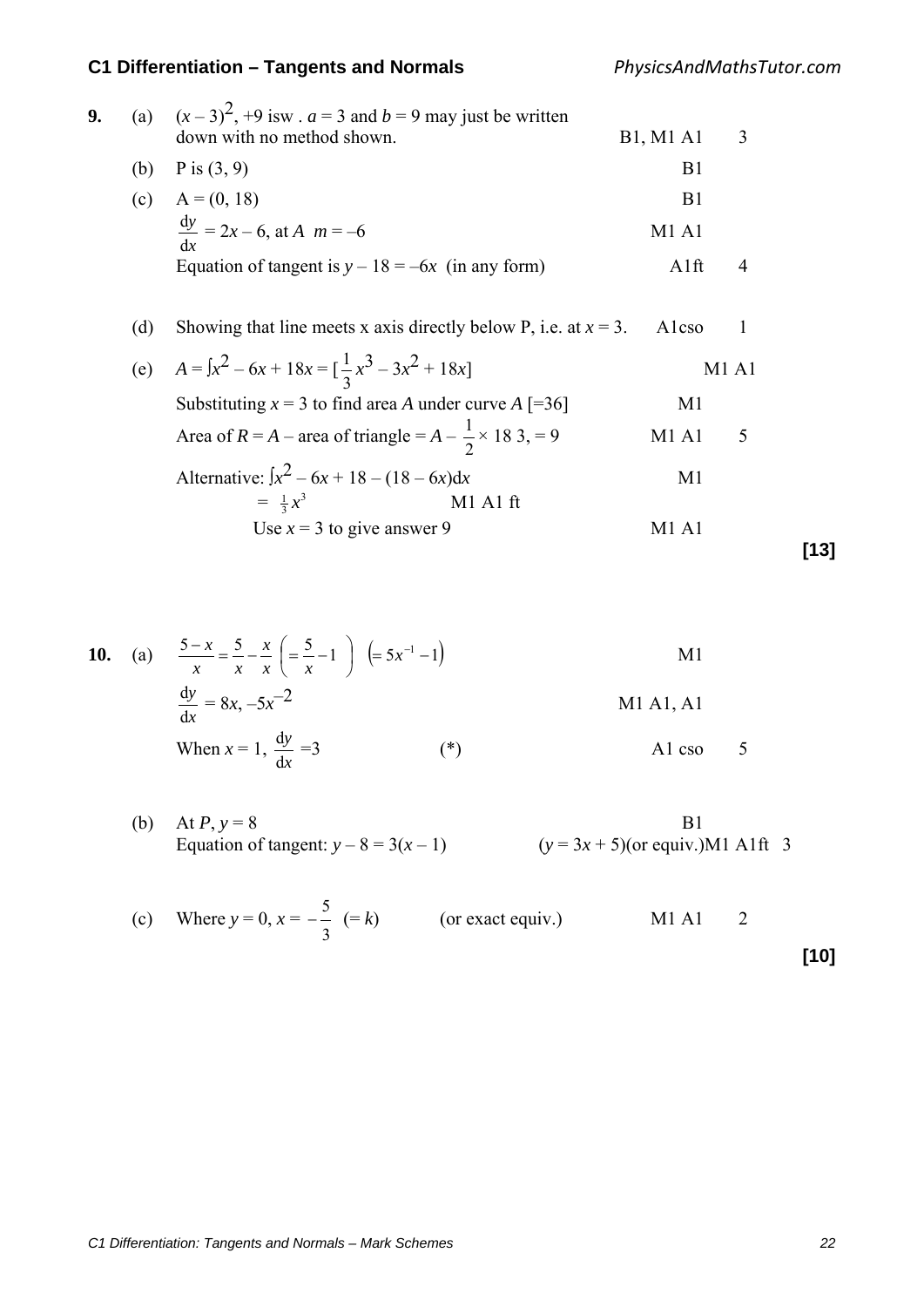**9.** (a) $(x-3)^2$, $+9$ isw . $a = 3$ and $b = 9$ may just be written down with no method shown. B1, M1 A1 3

(b) P is (3, 9) B1

(c) A = (0, 18) B1

$\frac{dy}{dx} = 2x - 6$, at $A$ $m = -6$ M1 A1

Equation of tangent is $y - 18 = -6x$ (in any form) A1ft 4

(d) Showing that line meets x axis directly below P, i.e. at $x = 3$. A1cso 1

(e) $A = \int x^2 - 6x + 18x = [\frac{1}{3}x^3 - 3x^2 + 18x]$ M1 A1

Substituting $x = 3$ to find area $A$ under curve $A$ [=36] M1

Area of $R = A$ – area of triangle $= A - \frac{1}{2} \times 18\ 3, = 9$ M1 A1 5

Alternative: $\int x^2 - 6x + 18 - (18 - 6x)dx$ M1

$= \frac{1}{3}x^3$ M1 A1 ft

Use $x = 3$ to give answer 9 M1 A1

**[13]**

**10.** (a) $\frac{5-x}{x} = \frac{5}{x} - \frac{x}{x} \left( = \frac{5}{x} - 1 \right) \left( = 5x^{-1} - 1 \right)$ M1

$\frac{dy}{dx} = 8x, -5x^{-2}$ M1 A1, A1

When $x = 1$, $\frac{dy}{dx} = 3$ (\*) A1 cso 5

(b) At $P$, $y = 8$ B1

Equation of tangent: $y - 8 = 3(x - 1)$ ($y = 3x + 5$)(or equiv.)M1 A1ft 3

(c) Where $y = 0$, $x = -\frac{5}{3}$ $(= k)$ (or exact equiv.) M1 A1 2

**[10]**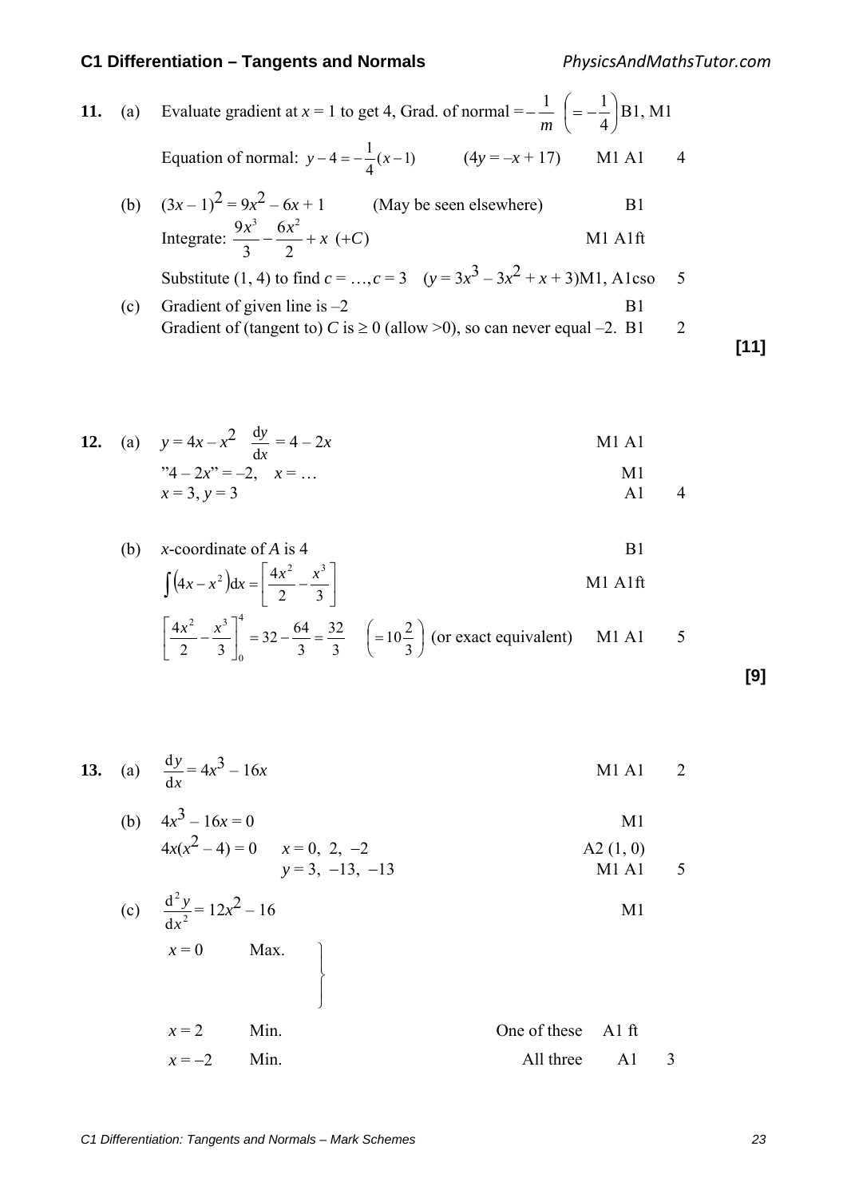**11.** (a) Evaluate gradient at $x = 1$ to get 4, Grad. of normal $= -\frac{1}{m}$ $\left(= -\frac{1}{4}\right)$ B1, M1

Equation of normal: $y - 4 = -\frac{1}{4}(x-1)$ $\quad (4y = -x + 17)$ M1 A1 4

(b) $(3x - 1)^2 = 9x^2 - 6x + 1$ (May be seen elsewhere) B1

Integrate: $\frac{9x^3}{3} - \frac{6x^2}{2} + x \ (+C)$ M1 A1ft

Substitute (1, 4) to find $c = \ldots, c = 3$ $\quad (y = 3x^3 - 3x^2 + x + 3)$ M1, A1cso 5

(c) Gradient of given line is $-2$ B1

Gradient of (tangent to) $C$ is $\geq 0$ (allow $>0$), so can never equal $-2$. B1 2

**[11]**

---

**12.** (a) $y = 4x - x^2$ $\quad \frac{dy}{dx} = 4 - 2x$ M1 A1

"$4 - 2x$" $= -2$, $\quad x = \ldots$ M1

$x = 3, y = 3$ A1 4

(b) $x$-coordinate of $A$ is 4 B1

$\int (4x - x^2)dx = \left[\frac{4x^2}{2} - \frac{x^3}{3}\right]$ M1 A1ft

$\left[\frac{4x^2}{2} - \frac{x^3}{3}\right]_0^4 = 32 - \frac{64}{3} = \frac{32}{3}$ $\quad \left(= 10\frac{2}{3}\right)$ (or exact equivalent) M1 A1 5

**[9]**

---

**13.** (a) $\frac{dy}{dx} = 4x^3 - 16x$ M1 A1 2

(b) $4x^3 - 16x = 0$ M1

$4x(x^2 - 4) = 0$ $\quad x = 0, \ 2, \ -2$ A2 (1, 0)

$y = 3, \ -13, \ -13$ M1 A1 5

(c) $\frac{d^2y}{dx^2} = 12x^2 - 16$ M1

$x = 0$ Max.

$x = 2$ Min. One of these A1 ft

$x = -2$ Min. All three A1 3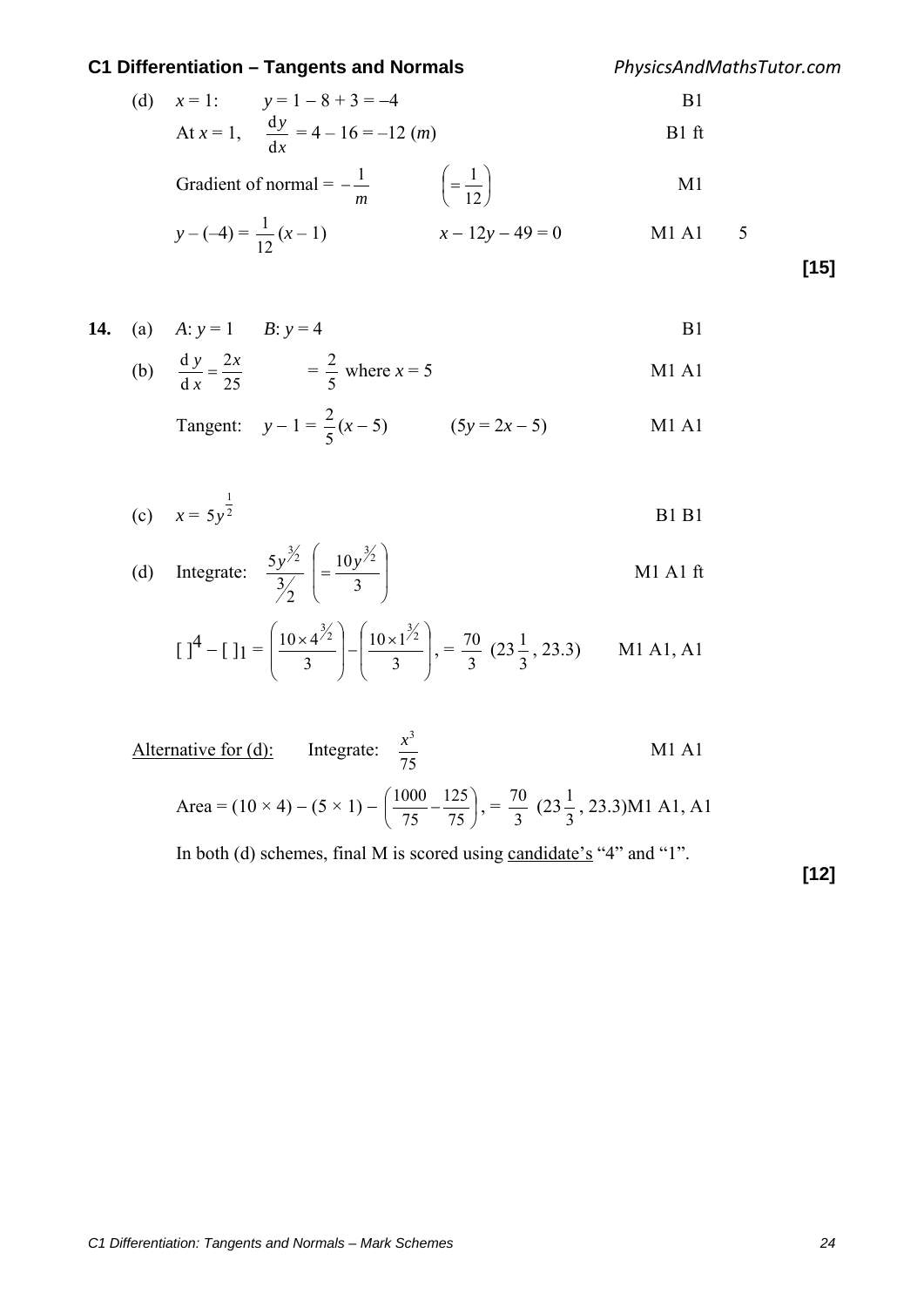(d) $x = 1$: $y = 1 - 8 + 3 = -4$ B1

At $x = 1$, $\frac{dy}{dx} = 4 - 16 = -12$ $(m)$ B1 ft

Gradient of normal $= -\frac{1}{m}$ $\left(= \frac{1}{12}\right)$ M1

$y - (-4) = \frac{1}{12}(x - 1)$ $x - 12y - 49 = 0$ M1 A1 5

**[15]**

**14.** (a) $A$: $y = 1$ $B$: $y = 4$ B1

(b) $\frac{dy}{dx} = \frac{2x}{25}$ $= \frac{2}{5}$ where $x = 5$ M1 A1

Tangent: $y - 1 = \frac{2}{5}(x - 5)$ $(5y = 2x - 5)$ M1 A1

(c) $x = 5y^{\frac{1}{2}}$ B1 B1

(d) Integrate: $\frac{5y^{3/2}}{3/2}$ $\left(= \frac{10y^{3/2}}{3}\right)$ M1 A1 ft

$[\ ]^4 - [\ ]_1 = \left(\frac{10 \times 4^{3/2}}{3}\right) - \left(\frac{10 \times 1^{3/2}}{3}\right)$, $= \frac{70}{3}$ $(23\frac{1}{3}, 23.3)$ M1 A1, A1

<u>Alternative for (d):</u> Integrate: $\frac{x^3}{75}$ M1 A1

Area $= (10 \times 4) - (5 \times 1) - \left(\frac{1000}{75} - \frac{125}{75}\right)$, $= \frac{70}{3}$ $(23\frac{1}{3}, 23.3)$M1 A1, A1

In both (d) schemes, final M is scored using <u>candidate's</u> "4" and "1".

**[12]**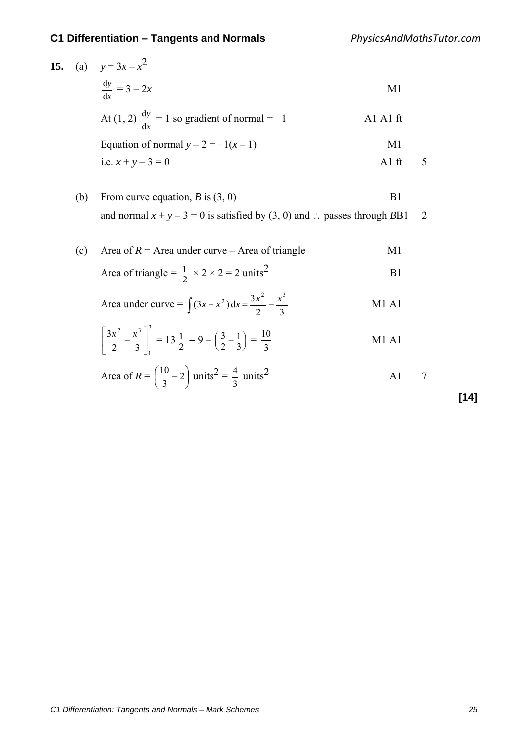**15.** (a) $y = 3x - x^2$

| | | |
|---|---|---|
| $\frac{dy}{dx} = 3 - 2x$ | M1 | |
| At (1, 2) $\frac{dy}{dx} = 1$ so gradient of normal $= -1$ | A1 A1 ft | |
| Equation of normal $y - 2 = -1(x - 1)$ | M1 | |
| i.e. $x + y - 3 = 0$ | A1 ft | 5 |

(b)

| | | |
|---|---|---|
| From curve equation, $B$ is (3, 0) | B1 | |
| and normal $x + y - 3 = 0$ is satisfied by (3, 0) and $\therefore$ passes through $B$ | B1 | 2 |

(c)

| | | |
|---|---|---|
| Area of $R$ = Area under curve – Area of triangle | M1 | |
| Area of triangle $= \frac{1}{2} \times 2 \times 2 = 2$ units$^2$ | B1 | |
| Area under curve $= \int (3x - x^2)\,dx = \frac{3x^2}{2} - \frac{x^3}{3}$ | M1 A1 | |
| $\left[\frac{3x^2}{2} - \frac{x^3}{3}\right]_1^3 = 13\frac{1}{2} - 9 - \left(\frac{3}{2} - \frac{1}{3}\right) = \frac{10}{3}$ | M1 A1 | |
| Area of $R = \left(\frac{10}{3} - 2\right)$ units$^2 = \frac{4}{3}$ units$^2$ | A1 | 7 |

**[14]**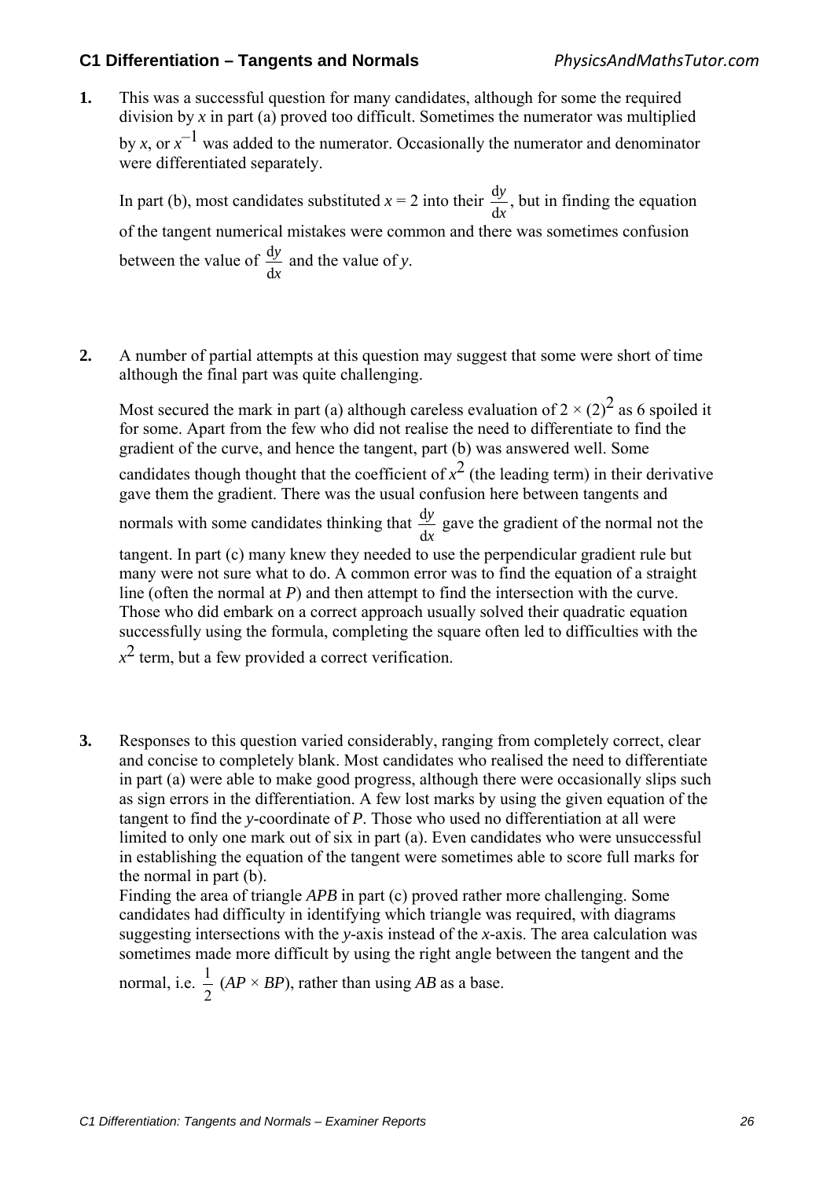1. This was a successful question for many candidates, although for some the required division by $x$ in part (a) proved too difficult. Sometimes the numerator was multiplied by $x$, or $x^{-1}$ was added to the numerator. Occasionally the numerator and denominator were differentiated separately.

   In part (b), most candidates substituted $x = 2$ into their $\frac{dy}{dx}$, but in finding the equation of the tangent numerical mistakes were common and there was sometimes confusion between the value of $\frac{dy}{dx}$ and the value of $y$.

2. A number of partial attempts at this question may suggest that some were short of time although the final part was quite challenging.

   Most secured the mark in part (a) although careless evaluation of $2 \times (2)^2$ as 6 spoiled it for some. Apart from the few who did not realise the need to differentiate to find the gradient of the curve, and hence the tangent, part (b) was answered well. Some candidates though thought that the coefficient of $x^2$ (the leading term) in their derivative gave them the gradient. There was the usual confusion here between tangents and normals with some candidates thinking that $\frac{dy}{dx}$ gave the gradient of the normal not the tangent. In part (c) many knew they needed to use the perpendicular gradient rule but many were not sure what to do. A common error was to find the equation of a straight line (often the normal at $P$) and then attempt to find the intersection with the curve. Those who did embark on a correct approach usually solved their quadratic equation successfully using the formula, completing the square often led to difficulties with the $x^2$ term, but a few provided a correct verification.

3. Responses to this question varied considerably, ranging from completely correct, clear and concise to completely blank. Most candidates who realised the need to differentiate in part (a) were able to make good progress, although there were occasionally slips such as sign errors in the differentiation. A few lost marks by using the given equation of the tangent to find the $y$-coordinate of $P$. Those who used no differentiation at all were limited to only one mark out of six in part (a). Even candidates who were unsuccessful in establishing the equation of the tangent were sometimes able to score full marks for the normal in part (b).

   Finding the area of triangle $APB$ in part (c) proved rather more challenging. Some candidates had difficulty in identifying which triangle was required, with diagrams suggesting intersections with the $y$-axis instead of the $x$-axis. The area calculation was sometimes made more difficult by using the right angle between the tangent and the normal, i.e. $\frac{1}{2}$ $(AP \times BP)$, rather than using $AB$ as a base.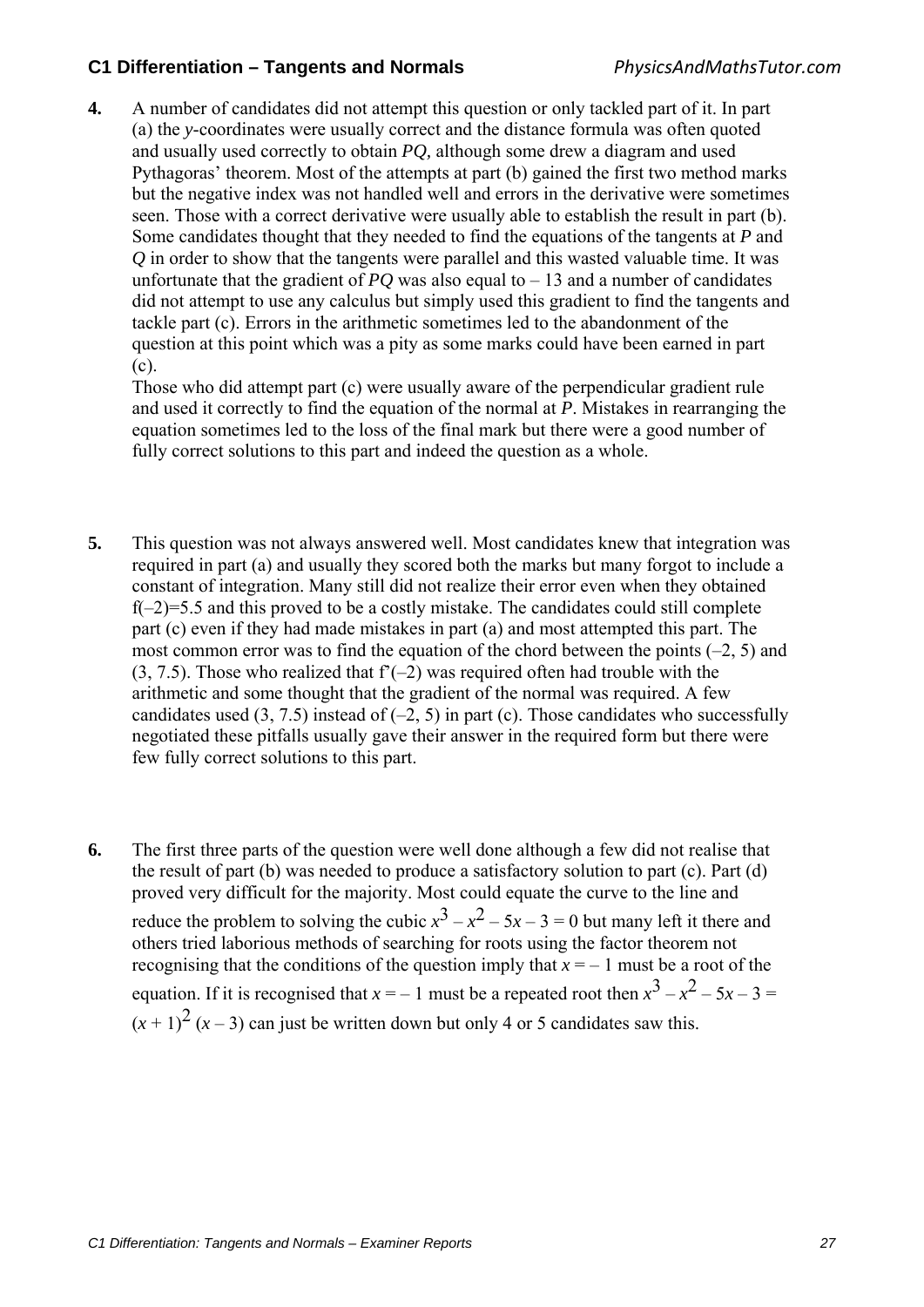**4.** A number of candidates did not attempt this question or only tackled part of it. In part (a) the *y*-coordinates were usually correct and the distance formula was often quoted and usually used correctly to obtain *PQ,* although some drew a diagram and used Pythagoras' theorem. Most of the attempts at part (b) gained the first two method marks but the negative index was not handled well and errors in the derivative were sometimes seen. Those with a correct derivative were usually able to establish the result in part (b). Some candidates thought that they needed to find the equations of the tangents at *P* and *Q* in order to show that the tangents were parallel and this wasted valuable time. It was unfortunate that the gradient of *PQ* was also equal to $-13$ and a number of candidates did not attempt to use any calculus but simply used this gradient to find the tangents and tackle part (c). Errors in the arithmetic sometimes led to the abandonment of the question at this point which was a pity as some marks could have been earned in part (c).

Those who did attempt part (c) were usually aware of the perpendicular gradient rule and used it correctly to find the equation of the normal at *P*. Mistakes in rearranging the equation sometimes led to the loss of the final mark but there were a good number of fully correct solutions to this part and indeed the question as a whole.

**5.** This question was not always answered well. Most candidates knew that integration was required in part (a) and usually they scored both the marks but many forgot to include a constant of integration. Many still did not realize their error even when they obtained $f(-2)=5.5$ and this proved to be a costly mistake. The candidates could still complete part (c) even if they had made mistakes in part (a) and most attempted this part. The most common error was to find the equation of the chord between the points $(-2, 5)$ and $(3, 7.5)$. Those who realized that $f'(-2)$ was required often had trouble with the arithmetic and some thought that the gradient of the normal was required. A few candidates used $(3, 7.5)$ instead of $(-2, 5)$ in part (c). Those candidates who successfully negotiated these pitfalls usually gave their answer in the required form but there were few fully correct solutions to this part.

**6.** The first three parts of the question were well done although a few did not realise that the result of part (b) was needed to produce a satisfactory solution to part (c). Part (d) proved very difficult for the majority. Most could equate the curve to the line and reduce the problem to solving the cubic $x^3 - x^2 - 5x - 3 = 0$ but many left it there and others tried laborious methods of searching for roots using the factor theorem not recognising that the conditions of the question imply that $x = -1$ must be a root of the equation. If it is recognised that $x = -1$ must be a repeated root then $x^3 - x^2 - 5x - 3 = (x + 1)^2 (x - 3)$ can just be written down but only 4 or 5 candidates saw this.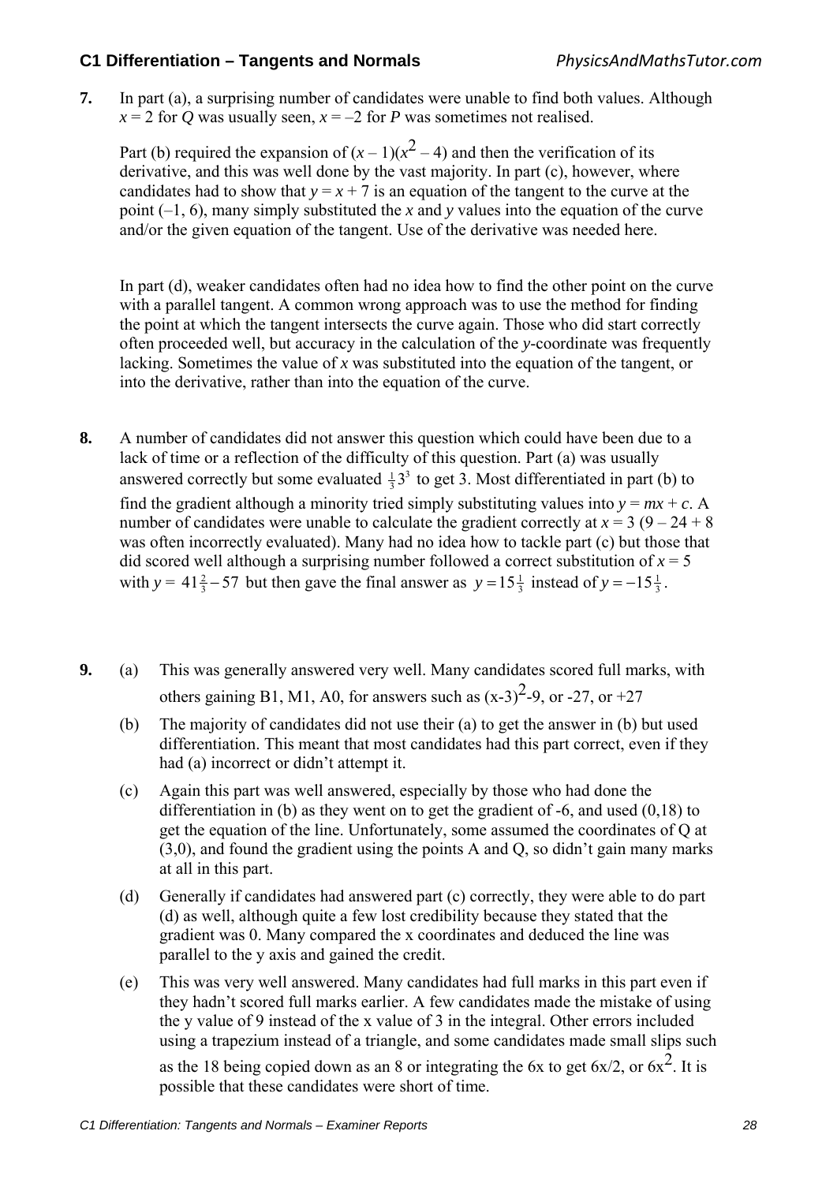**7.** In part (a), a surprising number of candidates were unable to find both values. Although $x = 2$ for $Q$ was usually seen, $x = -2$ for $P$ was sometimes not realised.

Part (b) required the expansion of $(x - 1)(x^2 - 4)$ and then the verification of its derivative, and this was well done by the vast majority. In part (c), however, where candidates had to show that $y = x + 7$ is an equation of the tangent to the curve at the point $(-1, 6)$, many simply substituted the $x$ and $y$ values into the equation of the curve and/or the given equation of the tangent. Use of the derivative was needed here.

In part (d), weaker candidates often had no idea how to find the other point on the curve with a parallel tangent. A common wrong approach was to use the method for finding the point at which the tangent intersects the curve again. Those who did start correctly often proceeded well, but accuracy in the calculation of the $y$-coordinate was frequently lacking. Sometimes the value of $x$ was substituted into the equation of the tangent, or into the derivative, rather than into the equation of the curve.

**8.** A number of candidates did not answer this question which could have been due to a lack of time or a reflection of the difficulty of this question. Part (a) was usually answered correctly but some evaluated $\frac{1}{3}3^3$ to get 3. Most differentiated in part (b) to find the gradient although a minority tried simply substituting values into $y = mx + c$. A number of candidates were unable to calculate the gradient correctly at $x = 3$ ($9 - 24 + 8$ was often incorrectly evaluated). Many had no idea how to tackle part (c) but those that did scored well although a surprising number followed a correct substitution of $x = 5$ with $y = 41\frac{2}{3} - 57$ but then gave the final answer as $y = 15\frac{1}{3}$ instead of $y = -15\frac{1}{3}$.

**9.** (a) This was generally answered very well. Many candidates scored full marks, with others gaining B1, M1, A0, for answers such as $(x-3)^2-9$, or -27, or +27

(b) The majority of candidates did not use their (a) to get the answer in (b) but used differentiation. This meant that most candidates had this part correct, even if they had (a) incorrect or didn't attempt it.

(c) Again this part was well answered, especially by those who had done the differentiation in (b) as they went on to get the gradient of -6, and used (0,18) to get the equation of the line. Unfortunately, some assumed the coordinates of Q at (3,0), and found the gradient using the points A and Q, so didn't gain many marks at all in this part.

(d) Generally if candidates had answered part (c) correctly, they were able to do part (d) as well, although quite a few lost credibility because they stated that the gradient was 0. Many compared the x coordinates and deduced the line was parallel to the y axis and gained the credit.

(e) This was very well answered. Many candidates had full marks in this part even if they hadn't scored full marks earlier. A few candidates made the mistake of using the y value of 9 instead of the x value of 3 in the integral. Other errors included using a trapezium instead of a triangle, and some candidates made small slips such as the 18 being copied down as an 8 or integrating the $6x$ to get $6x/2$, or $6x^2$. It is possible that these candidates were short of time.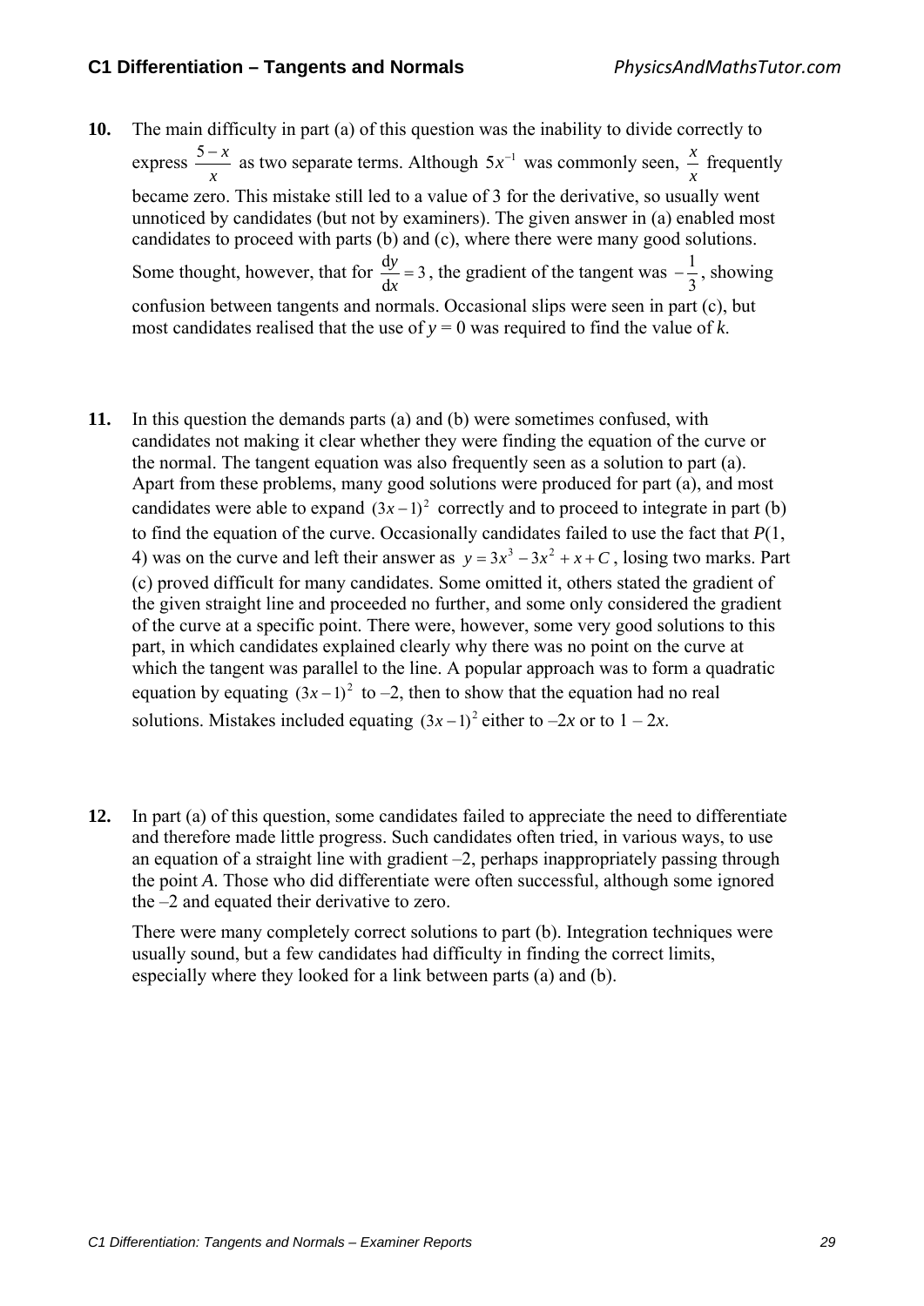**10.** The main difficulty in part (a) of this question was the inability to divide correctly to express $\frac{5-x}{x}$ as two separate terms. Although $5x^{-1}$ was commonly seen, $\frac{x}{x}$ frequently became zero. This mistake still led to a value of 3 for the derivative, so usually went unnoticed by candidates (but not by examiners). The given answer in (a) enabled most candidates to proceed with parts (b) and (c), where there were many good solutions. Some thought, however, that for $\frac{\mathrm{d}y}{\mathrm{d}x} = 3$, the gradient of the tangent was $-\frac{1}{3}$, showing confusion between tangents and normals. Occasional slips were seen in part (c), but most candidates realised that the use of $y = 0$ was required to find the value of $k$.

**11.** In this question the demands parts (a) and (b) were sometimes confused, with candidates not making it clear whether they were finding the equation of the curve or the normal. The tangent equation was also frequently seen as a solution to part (a). Apart from these problems, many good solutions were produced for part (a), and most candidates were able to expand $(3x-1)^2$ correctly and to proceed to integrate in part (b) to find the equation of the curve. Occasionally candidates failed to use the fact that $P(1, 4)$ was on the curve and left their answer as $y = 3x^3 - 3x^2 + x + C$, losing two marks. Part (c) proved difficult for many candidates. Some omitted it, others stated the gradient of the given straight line and proceeded no further, and some only considered the gradient of the curve at a specific point. There were, however, some very good solutions to this part, in which candidates explained clearly why there was no point on the curve at which the tangent was parallel to the line. A popular approach was to form a quadratic equation by equating $(3x-1)^2$ to –2, then to show that the equation had no real solutions. Mistakes included equating $(3x-1)^2$ either to $-2x$ or to $1 - 2x$.

**12.** In part (a) of this question, some candidates failed to appreciate the need to differentiate and therefore made little progress. Such candidates often tried, in various ways, to use an equation of a straight line with gradient –2, perhaps inappropriately passing through the point $A$. Those who did differentiate were often successful, although some ignored the –2 and equated their derivative to zero.

There were many completely correct solutions to part (b). Integration techniques were usually sound, but a few candidates had difficulty in finding the correct limits, especially where they looked for a link between parts (a) and (b).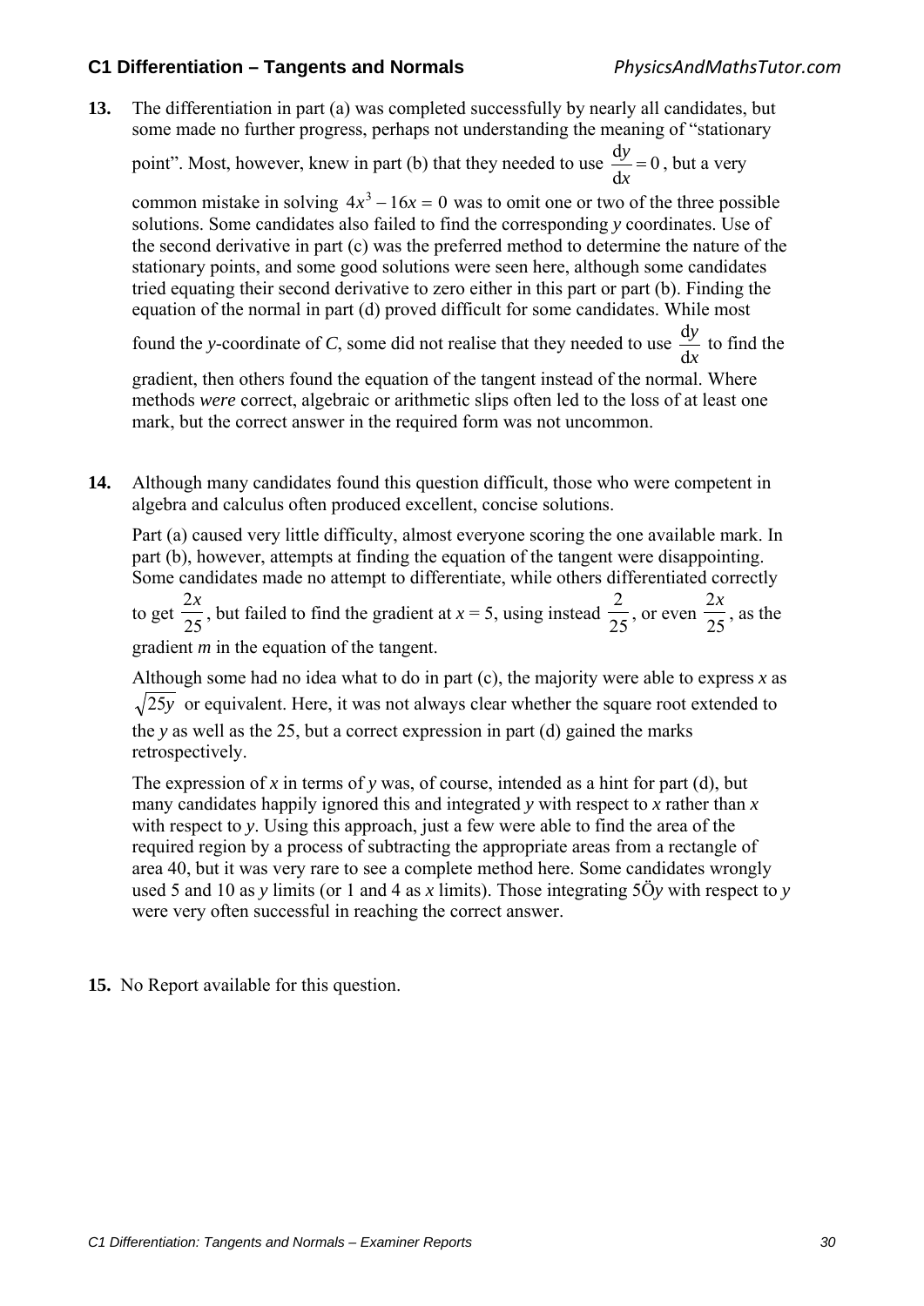13. The differentiation in part (a) was completed successfully by nearly all candidates, but some made no further progress, perhaps not understanding the meaning of "stationary point". Most, however, knew in part (b) that they needed to use $\frac{dy}{dx} = 0$, but a very common mistake in solving $4x^3 - 16x = 0$ was to omit one or two of the three possible solutions. Some candidates also failed to find the corresponding *y* coordinates. Use of the second derivative in part (c) was the preferred method to determine the nature of the stationary points, and some good solutions were seen here, although some candidates tried equating their second derivative to zero either in this part or part (b). Finding the equation of the normal in part (d) proved difficult for some candidates. While most found the *y*-coordinate of *C*, some did not realise that they needed to use $\frac{dy}{dx}$ to find the gradient, then others found the equation of the tangent instead of the normal. Where methods *were* correct, algebraic or arithmetic slips often led to the loss of at least one mark, but the correct answer in the required form was not uncommon.

14. Although many candidates found this question difficult, those who were competent in algebra and calculus often produced excellent, concise solutions.

Part (a) caused very little difficulty, almost everyone scoring the one available mark. In part (b), however, attempts at finding the equation of the tangent were disappointing. Some candidates made no attempt to differentiate, while others differentiated correctly to get $\frac{2x}{25}$, but failed to find the gradient at $x = 5$, using instead $\frac{2}{25}$, or even $\frac{2x}{25}$, as the gradient *m* in the equation of the tangent.

Although some had no idea what to do in part (c), the majority were able to express *x* as $\sqrt{25y}$ or equivalent. Here, it was not always clear whether the square root extended to the *y* as well as the 25, but a correct expression in part (d) gained the marks retrospectively.

The expression of *x* in terms of *y* was, of course, intended as a hint for part (d), but many candidates happily ignored this and integrated *y* with respect to *x* rather than *x* with respect to *y*. Using this approach, just a few were able to find the area of the required region by a process of subtracting the appropriate areas from a rectangle of area 40, but it was very rare to see a complete method here. Some candidates wrongly used 5 and 10 as *y* limits (or 1 and 4 as *x* limits). Those integrating 5Ö*y* with respect to *y* were very often successful in reaching the correct answer.

15. No Report available for this question.